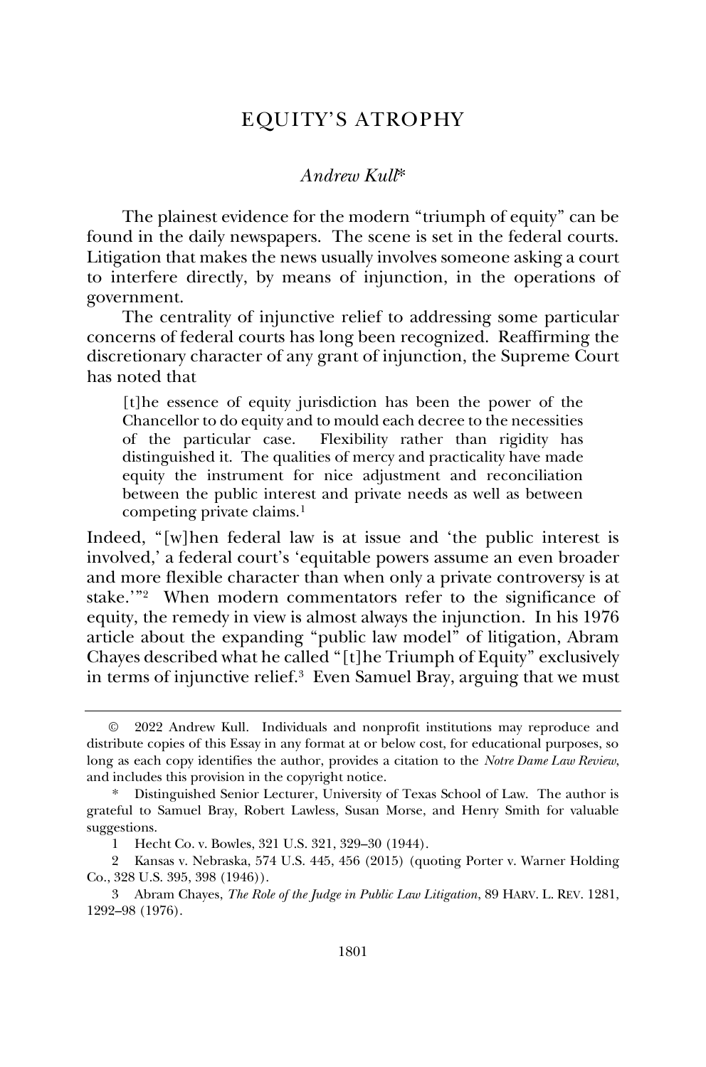# EQUITY'S ATROPHY

*Andrew Kull\**

The plainest evidence for the modern "triumph of equity" can be found in the daily newspapers. The scene is set in the federal courts. Litigation that makes the news usually involves someone asking a court to interfere directly, by means of injunction, in the operations of government.

The centrality of injunctive relief to addressing some particular concerns of federal courts has long been recognized. Reaffirming the discretionary character of any grant of injunction, the Supreme Court has noted that

> [t]he essence of equity jurisdiction has been the power of the Chancellor to do equity and to mould each decree to the necessities of the particular case. Flexibility rather than rigidity has distinguished it. The qualities of mercy and practicality have made equity the instrument for nice adjustment and reconciliation between the public interest and private needs as well as between competing private claims.[1]

Indeed, "[w]hen federal law is at issue and 'the public interest is involved,' a federal court's 'equitable powers assume an even broader and more flexible character than when only a private controversy is at stake.'"[2] When modern commentators refer to the significance of equity, the remedy in view is almost always the injunction. In his 1976 article about the expanding "public law model" of litigation, Abram Chayes described what he called "[t]he Triumph of Equity" exclusively in terms of injunctive relief.[3] Even Samuel Bray, arguing that we must

---

© 2022 Andrew Kull. Individuals and nonprofit institutions may reproduce and distribute copies of this Essay in any format at or below cost, for educational purposes, so long as each copy identifies the author, provides a citation to the *Notre Dame Law Review*, and includes this provision in the copyright notice.

\* Distinguished Senior Lecturer, University of Texas School of Law. The author is grateful to Samuel Bray, Robert Lawless, Susan Morse, and Henry Smith for valuable suggestions.

1 Hecht Co. v. Bowles, 321 U.S. 321, 329–30 (1944).

2 Kansas v. Nebraska, 574 U.S. 445, 456 (2015) (quoting Porter v. Warner Holding Co., 328 U.S. 395, 398 (1946)).

3 Abram Chayes, *The Role of the Judge in Public Law Litigation*, 89 HARV. L. REV. 1281, 1292–98 (1976).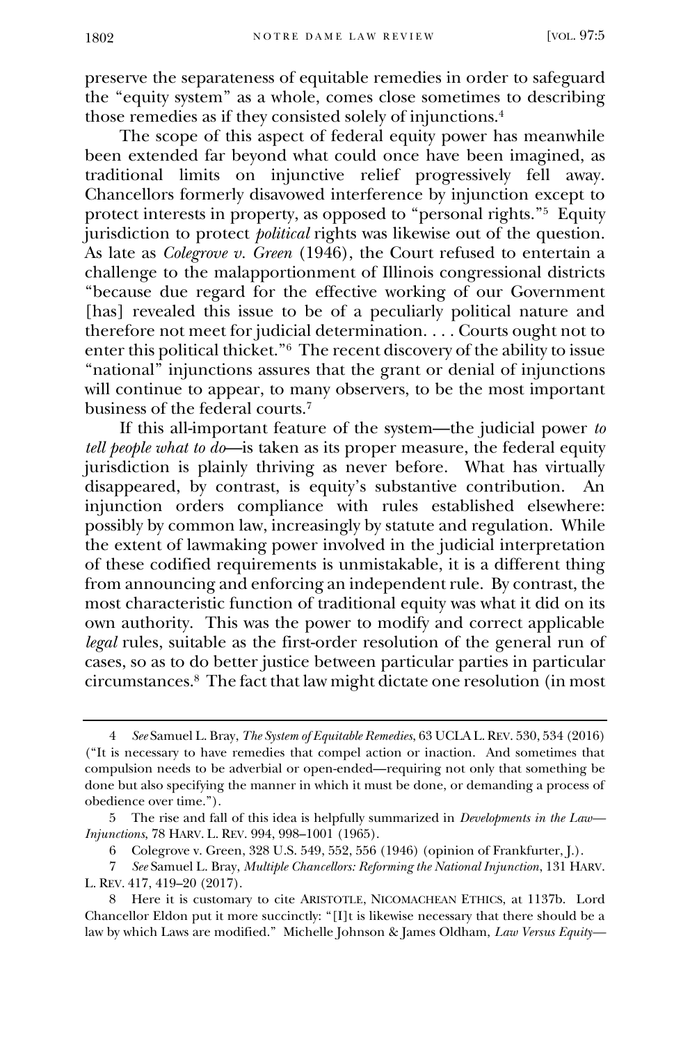preserve the separateness of equitable remedies in order to safeguard the "equity system" as a whole, comes close sometimes to describing those remedies as if they consisted solely of injunctions.[4]

The scope of this aspect of federal equity power has meanwhile been extended far beyond what could once have been imagined, as traditional limits on injunctive relief progressively fell away. Chancellors formerly disavowed interference by injunction except to protect interests in property, as opposed to "personal rights."[5] Equity jurisdiction to protect *political* rights was likewise out of the question. As late as *Colegrove v. Green* (1946), the Court refused to entertain a challenge to the malapportionment of Illinois congressional districts "because due regard for the effective working of our Government [has] revealed this issue to be of a peculiarly political nature and therefore not meet for judicial determination. . . . Courts ought not to enter this political thicket."[6] The recent discovery of the ability to issue "national" injunctions assures that the grant or denial of injunctions will continue to appear, to many observers, to be the most important business of the federal courts.[7]

If this all-important feature of the system—the judicial power *to tell people what to do*—is taken as its proper measure, the federal equity jurisdiction is plainly thriving as never before. What has virtually disappeared, by contrast, is equity's substantive contribution. An injunction orders compliance with rules established elsewhere: possibly by common law, increasingly by statute and regulation. While the extent of lawmaking power involved in the judicial interpretation of these codified requirements is unmistakable, it is a different thing from announcing and enforcing an independent rule. By contrast, the most characteristic function of traditional equity was what it did on its own authority. This was the power to modify and correct applicable *legal* rules, suitable as the first-order resolution of the general run of cases, so as to do better justice between particular parties in particular circumstances.[8] The fact that law might dictate one resolution (in most

---

4 *See* Samuel L. Bray, *The System of Equitable Remedies*, 63 UCLA L. REV. 530, 534 (2016) ("It is necessary to have remedies that compel action or inaction. And sometimes that compulsion needs to be adverbial or open-ended—requiring not only that something be done but also specifying the manner in which it must be done, or demanding a process of obedience over time.").

5 The rise and fall of this idea is helpfully summarized in *Developments in the Law—Injunctions*, 78 HARV. L. REV. 994, 998–1001 (1965).

6 Colegrove v. Green, 328 U.S. 549, 552, 556 (1946) (opinion of Frankfurter, J.).

7 *See* Samuel L. Bray, *Multiple Chancellors: Reforming the National Injunction*, 131 HARV. L. REV. 417, 419–20 (2017).

8 Here it is customary to cite ARISTOTLE, NICOMACHEAN ETHICS, at 1137b. Lord Chancellor Eldon put it more succinctly: "[I]t is likewise necessary that there should be a law by which Laws are modified." Michelle Johnson & James Oldham, *Law Versus Equity—*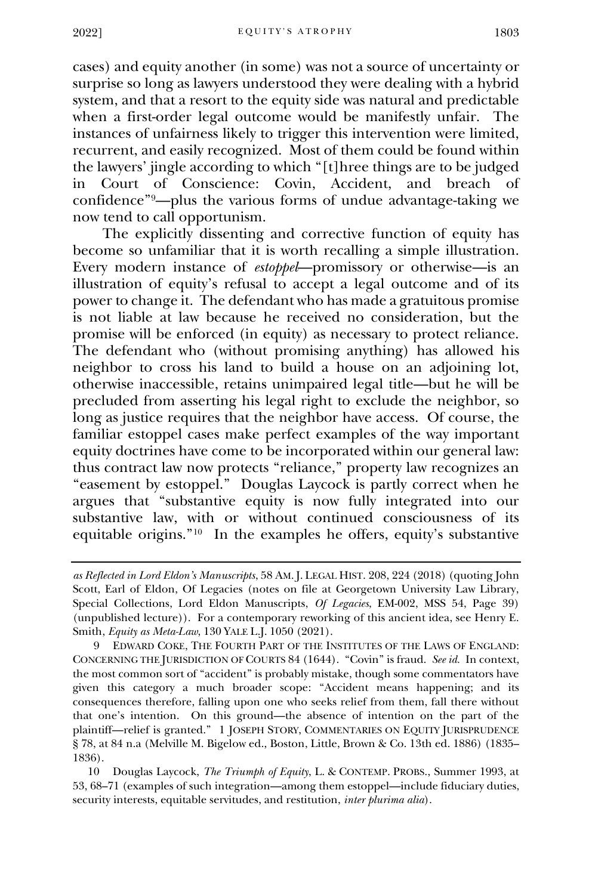cases) and equity another (in some) was not a source of uncertainty or surprise so long as lawyers understood they were dealing with a hybrid system, and that a resort to the equity side was natural and predictable when a first-order legal outcome would be manifestly unfair. The instances of unfairness likely to trigger this intervention were limited, recurrent, and easily recognized. Most of them could be found within the lawyers' jingle according to which "[t]hree things are to be judged in Court of Conscience: Covin, Accident, and breach of confidence"[9]—plus the various forms of undue advantage-taking we now tend to call opportunism.

The explicitly dissenting and corrective function of equity has become so unfamiliar that it is worth recalling a simple illustration. Every modern instance of *estoppel*—promissory or otherwise—is an illustration of equity's refusal to accept a legal outcome and of its power to change it. The defendant who has made a gratuitous promise is not liable at law because he received no consideration, but the promise will be enforced (in equity) as necessary to protect reliance. The defendant who (without promising anything) has allowed his neighbor to cross his land to build a house on an adjoining lot, otherwise inaccessible, retains unimpaired legal title—but he will be precluded from asserting his legal right to exclude the neighbor, so long as justice requires that the neighbor have access. Of course, the familiar estoppel cases make perfect examples of the way important equity doctrines have come to be incorporated within our general law: thus contract law now protects "reliance," property law recognizes an "easement by estoppel." Douglas Laycock is partly correct when he argues that "substantive equity is now fully integrated into our substantive law, with or without continued consciousness of its equitable origins."[10] In the examples he offers, equity's substantive

---

*as Reflected in Lord Eldon's Manuscripts*, 58 AM. J. LEGAL HIST. 208, 224 (2018) (quoting John Scott, Earl of Eldon, Of Legacies (notes on file at Georgetown University Law Library, Special Collections, Lord Eldon Manuscripts, *Of Legacies*, EM-002, MSS 54, Page 39) (unpublished lecture)). For a contemporary reworking of this ancient idea, see Henry E. Smith, *Equity as Meta-Law*, 130 YALE L.J. 1050 (2021).

9 EDWARD COKE, THE FOURTH PART OF THE INSTITUTES OF THE LAWS OF ENGLAND: CONCERNING THE JURISDICTION OF COURTS 84 (1644). "Covin" is fraud. *See id.* In context, the most common sort of "accident" is probably mistake, though some commentators have given this category a much broader scope: "Accident means happening; and its consequences therefore, falling upon one who seeks relief from them, fall there without that one's intention. On this ground—the absence of intention on the part of the plaintiff—relief is granted." 1 JOSEPH STORY, COMMENTARIES ON EQUITY JURISPRUDENCE § 78, at 84 n.a (Melville M. Bigelow ed., Boston, Little, Brown & Co. 13th ed. 1886) (1835–1836).

10 Douglas Laycock, *The Triumph of Equity*, L. & CONTEMP. PROBS., Summer 1993, at 53, 68–71 (examples of such integration—among them estoppel—include fiduciary duties, security interests, equitable servitudes, and restitution, *inter plurima alia*).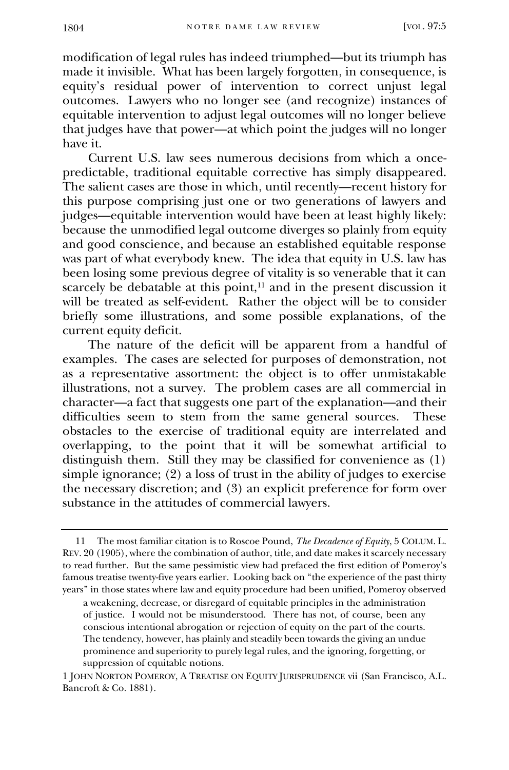modification of legal rules has indeed triumphed—but its triumph has made it invisible. What has been largely forgotten, in consequence, is equity's residual power of intervention to correct unjust legal outcomes. Lawyers who no longer see (and recognize) instances of equitable intervention to adjust legal outcomes will no longer believe that judges have that power—at which point the judges will no longer have it.

Current U.S. law sees numerous decisions from which a once-predictable, traditional equitable corrective has simply disappeared. The salient cases are those in which, until recently—recent history for this purpose comprising just one or two generations of lawyers and judges—equitable intervention would have been at least highly likely: because the unmodified legal outcome diverges so plainly from equity and good conscience, and because an established equitable response was part of what everybody knew. The idea that equity in U.S. law has been losing some previous degree of vitality is so venerable that it can scarcely be debatable at this point,[11] and in the present discussion it will be treated as self-evident. Rather the object will be to consider briefly some illustrations, and some possible explanations, of the current equity deficit.

The nature of the deficit will be apparent from a handful of examples. The cases are selected for purposes of demonstration, not as a representative assortment: the object is to offer unmistakable illustrations, not a survey. The problem cases are all commercial in character—a fact that suggests one part of the explanation—and their difficulties seem to stem from the same general sources. These obstacles to the exercise of traditional equity are interrelated and overlapping, to the point that it will be somewhat artificial to distinguish them. Still they may be classified for convenience as (1) simple ignorance; (2) a loss of trust in the ability of judges to exercise the necessary discretion; and (3) an explicit preference for form over substance in the attitudes of commercial lawyers.

---

11 The most familiar citation is to Roscoe Pound, *The Decadence of Equity*, 5 COLUM. L. REV. 20 (1905), where the combination of author, title, and date makes it scarcely necessary to read further. But the same pessimistic view had prefaced the first edition of Pomeroy's famous treatise twenty-five years earlier. Looking back on "the experience of the past thirty years" in those states where law and equity procedure had been unified, Pomeroy observed

> a weakening, decrease, or disregard of equitable principles in the administration of justice. I would not be misunderstood. There has not, of course, been any conscious intentional abrogation or rejection of equity on the part of the courts. The tendency, however, has plainly and steadily been towards the giving an undue prominence and superiority to purely legal rules, and the ignoring, forgetting, or suppression of equitable notions.

1 JOHN NORTON POMEROY, A TREATISE ON EQUITY JURISPRUDENCE vii (San Francisco, A.L. Bancroft & Co. 1881).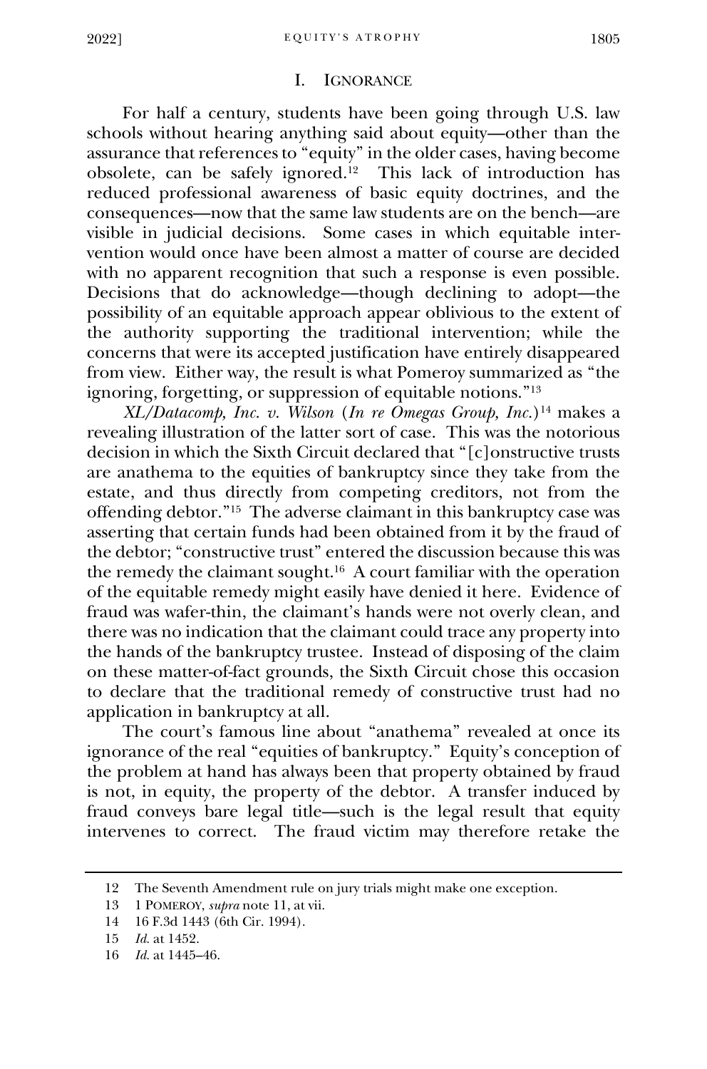## I. IGNORANCE

For half a century, students have been going through U.S. law schools without hearing anything said about equity—other than the assurance that references to "equity" in the older cases, having become obsolete, can be safely ignored.[12] This lack of introduction has reduced professional awareness of basic equity doctrines, and the consequences—now that the same law students are on the bench—are visible in judicial decisions. Some cases in which equitable intervention would once have been almost a matter of course are decided with no apparent recognition that such a response is even possible. Decisions that do acknowledge—though declining to adopt—the possibility of an equitable approach appear oblivious to the extent of the authority supporting the traditional intervention; while the concerns that were its accepted justification have entirely disappeared from view. Either way, the result is what Pomeroy summarized as "the ignoring, forgetting, or suppression of equitable notions."[13]

*XL/Datacomp, Inc. v. Wilson* (*In re Omegas Group, Inc.*)[14] makes a revealing illustration of the latter sort of case. This was the notorious decision in which the Sixth Circuit declared that "[c]onstructive trusts are anathema to the equities of bankruptcy since they take from the estate, and thus directly from competing creditors, not from the offending debtor."[15] The adverse claimant in this bankruptcy case was asserting that certain funds had been obtained from it by the fraud of the debtor; "constructive trust" entered the discussion because this was the remedy the claimant sought.[16] A court familiar with the operation of the equitable remedy might easily have denied it here. Evidence of fraud was wafer-thin, the claimant's hands were not overly clean, and there was no indication that the claimant could trace any property into the hands of the bankruptcy trustee. Instead of disposing of the claim on these matter-of-fact grounds, the Sixth Circuit chose this occasion to declare that the traditional remedy of constructive trust had no application in bankruptcy at all.

The court's famous line about "anathema" revealed at once its ignorance of the real "equities of bankruptcy." Equity's conception of the problem at hand has always been that property obtained by fraud is not, in equity, the property of the debtor. A transfer induced by fraud conveys bare legal title—such is the legal result that equity intervenes to correct. The fraud victim may therefore retake the

---

12 The Seventh Amendment rule on jury trials might make one exception.

13 1 POMEROY, *supra* note 11, at vii.

14 16 F.3d 1443 (6th Cir. 1994).

15 *Id.* at 1452.

16 *Id.* at 1445–46.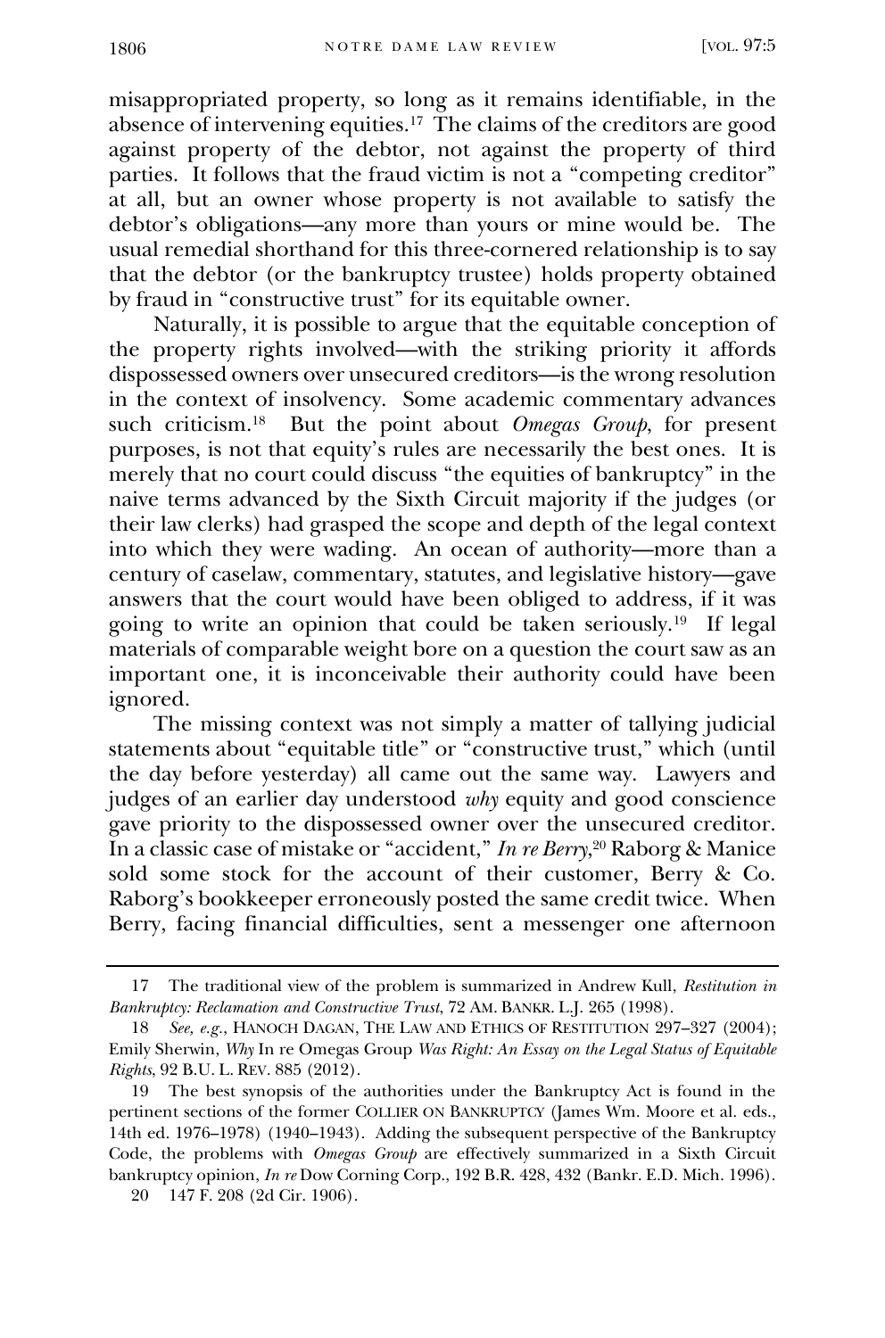misappropriated property, so long as it remains identifiable, in the absence of intervening equities.[17] The claims of the creditors are good against property of the debtor, not against the property of third parties. It follows that the fraud victim is not a "competing creditor" at all, but an owner whose property is not available to satisfy the debtor's obligations—any more than yours or mine would be. The usual remedial shorthand for this three-cornered relationship is to say that the debtor (or the bankruptcy trustee) holds property obtained by fraud in "constructive trust" for its equitable owner.

Naturally, it is possible to argue that the equitable conception of the property rights involved—with the striking priority it affords dispossessed owners over unsecured creditors—is the wrong resolution in the context of insolvency. Some academic commentary advances such criticism.[18] But the point about *Omegas Group*, for present purposes, is not that equity's rules are necessarily the best ones. It is merely that no court could discuss "the equities of bankruptcy" in the naive terms advanced by the Sixth Circuit majority if the judges (or their law clerks) had grasped the scope and depth of the legal context into which they were wading. An ocean of authority—more than a century of caselaw, commentary, statutes, and legislative history—gave answers that the court would have been obliged to address, if it was going to write an opinion that could be taken seriously.[19] If legal materials of comparable weight bore on a question the court saw as an important one, it is inconceivable their authority could have been ignored.

The missing context was not simply a matter of tallying judicial statements about "equitable title" or "constructive trust," which (until the day before yesterday) all came out the same way. Lawyers and judges of an earlier day understood *why* equity and good conscience gave priority to the dispossessed owner over the unsecured creditor. In a classic case of mistake or "accident," *In re Berry*,[20] Raborg & Manice sold some stock for the account of their customer, Berry & Co. Raborg's bookkeeper erroneously posted the same credit twice. When Berry, facing financial difficulties, sent a messenger one afternoon

---

17 The traditional view of the problem is summarized in Andrew Kull, *Restitution in Bankruptcy: Reclamation and Constructive Trust*, 72 AM. BANKR. L.J. 265 (1998).

18 *See, e.g.*, HANOCH DAGAN, THE LAW AND ETHICS OF RESTITUTION 297–327 (2004); Emily Sherwin, *Why* In re Omegas Group *Was Right: An Essay on the Legal Status of Equitable Rights*, 92 B.U. L. REV. 885 (2012).

19 The best synopsis of the authorities under the Bankruptcy Act is found in the pertinent sections of the former COLLIER ON BANKRUPTCY (James Wm. Moore et al. eds., 14th ed. 1976–1978) (1940–1943). Adding the subsequent perspective of the Bankruptcy Code, the problems with *Omegas Group* are effectively summarized in a Sixth Circuit bankruptcy opinion, *In re* Dow Corning Corp., 192 B.R. 428, 432 (Bankr. E.D. Mich. 1996).

20 147 F. 208 (2d Cir. 1906).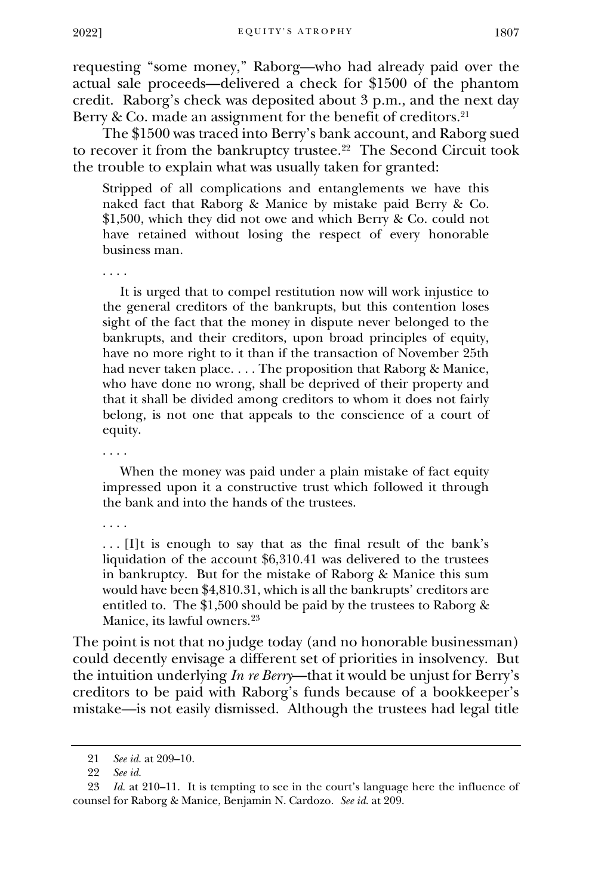requesting "some money," Raborg—who had already paid over the actual sale proceeds—delivered a check for $1500 of the phantom credit. Raborg's check was deposited about 3 p.m., and the next day Berry & Co. made an assignment for the benefit of creditors.[21]

The $1500 was traced into Berry's bank account, and Raborg sued to recover it from the bankruptcy trustee.[22] The Second Circuit took the trouble to explain what was usually taken for granted:

> Stripped of all complications and entanglements we have this naked fact that Raborg & Manice by mistake paid Berry & Co. $1,500, which they did not owe and which Berry & Co. could not have retained without losing the respect of every honorable business man.
>
> . . . .
>
> It is urged that to compel restitution now will work injustice to the general creditors of the bankrupts, but this contention loses sight of the fact that the money in dispute never belonged to the bankrupts, and their creditors, upon broad principles of equity, have no more right to it than if the transaction of November 25th had never taken place. . . . The proposition that Raborg & Manice, who have done no wrong, shall be deprived of their property and that it shall be divided among creditors to whom it does not fairly belong, is not one that appeals to the conscience of a court of equity.
>
> . . . .
>
> When the money was paid under a plain mistake of fact equity impressed upon it a constructive trust which followed it through the bank and into the hands of the trustees.
>
> . . . .
>
> . . . [I]t is enough to say that as the final result of the bank's liquidation of the account $6,310.41 was delivered to the trustees in bankruptcy. But for the mistake of Raborg & Manice this sum would have been $4,810.31, which is all the bankrupts' creditors are entitled to. The $1,500 should be paid by the trustees to Raborg & Manice, its lawful owners.[23]

The point is not that no judge today (and no honorable businessman) could decently envisage a different set of priorities in insolvency. But the intuition underlying *In re Berry*—that it would be unjust for Berry's creditors to be paid with Raborg's funds because of a bookkeeper's mistake—is not easily dismissed. Although the trustees had legal title

---

21 *See id.* at 209–10.

22 *See id.*

23 *Id.* at 210–11. It is tempting to see in the court's language here the influence of counsel for Raborg & Manice, Benjamin N. Cardozo. *See id.* at 209.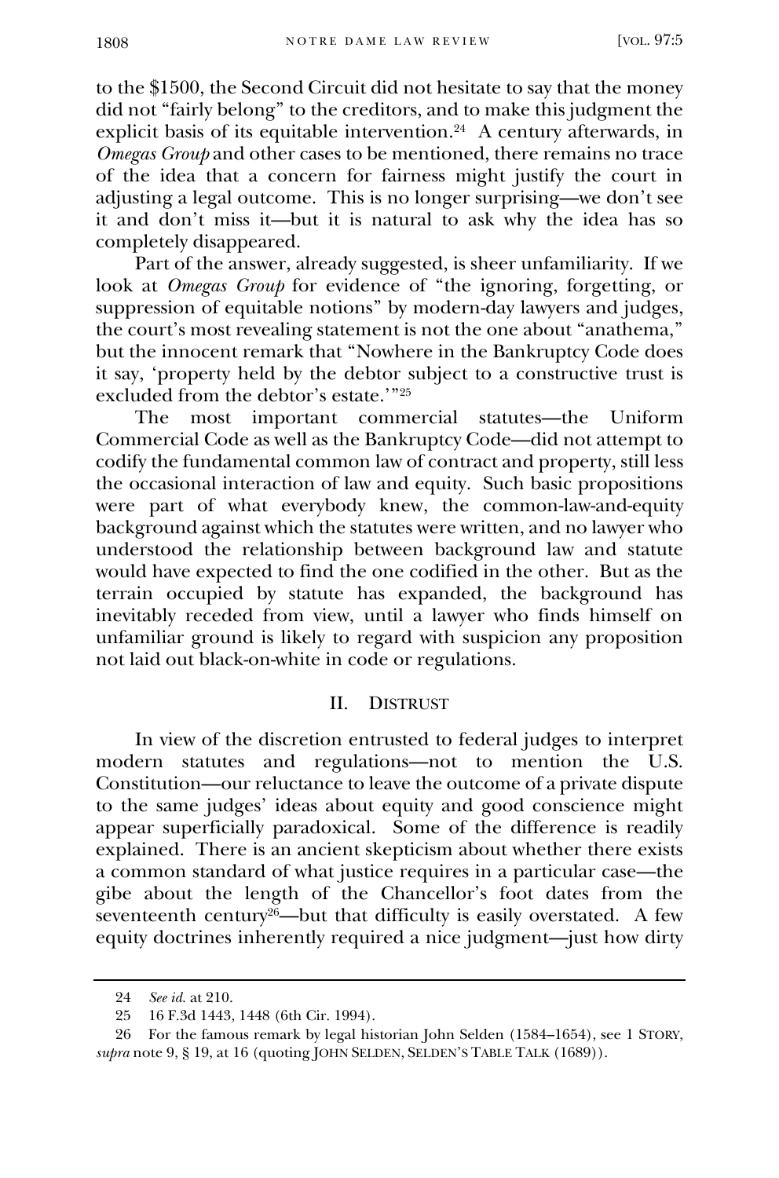to the $1500, the Second Circuit did not hesitate to say that the money did not "fairly belong" to the creditors, and to make this judgment the explicit basis of its equitable intervention.[24] A century afterwards, in *Omegas Group* and other cases to be mentioned, there remains no trace of the idea that a concern for fairness might justify the court in adjusting a legal outcome. This is no longer surprising—we don't see it and don't miss it—but it is natural to ask why the idea has so completely disappeared.

Part of the answer, already suggested, is sheer unfamiliarity. If we look at *Omegas Group* for evidence of "the ignoring, forgetting, or suppression of equitable notions" by modern-day lawyers and judges, the court's most revealing statement is not the one about "anathema," but the innocent remark that "Nowhere in the Bankruptcy Code does it say, 'property held by the debtor subject to a constructive trust is excluded from the debtor's estate.'"[25]

The most important commercial statutes—the Uniform Commercial Code as well as the Bankruptcy Code—did not attempt to codify the fundamental common law of contract and property, still less the occasional interaction of law and equity. Such basic propositions were part of what everybody knew, the common-law-and-equity background against which the statutes were written, and no lawyer who understood the relationship between background law and statute would have expected to find the one codified in the other. But as the terrain occupied by statute has expanded, the background has inevitably receded from view, until a lawyer who finds himself on unfamiliar ground is likely to regard with suspicion any proposition not laid out black-on-white in code or regulations.

## II. Distrust

In view of the discretion entrusted to federal judges to interpret modern statutes and regulations—not to mention the U.S. Constitution—our reluctance to leave the outcome of a private dispute to the same judges' ideas about equity and good conscience might appear superficially paradoxical. Some of the difference is readily explained. There is an ancient skepticism about whether there exists a common standard of what justice requires in a particular case—the gibe about the length of the Chancellor's foot dates from the seventeenth century[26]—but that difficulty is easily overstated. A few equity doctrines inherently required a nice judgment—just how dirty

---

24 *See id.* at 210.

25 16 F.3d 1443, 1448 (6th Cir. 1994).

26 For the famous remark by legal historian John Selden (1584–1654), see 1 Story, *supra* note 9, § 19, at 16 (quoting John Selden, Selden's Table Talk (1689)).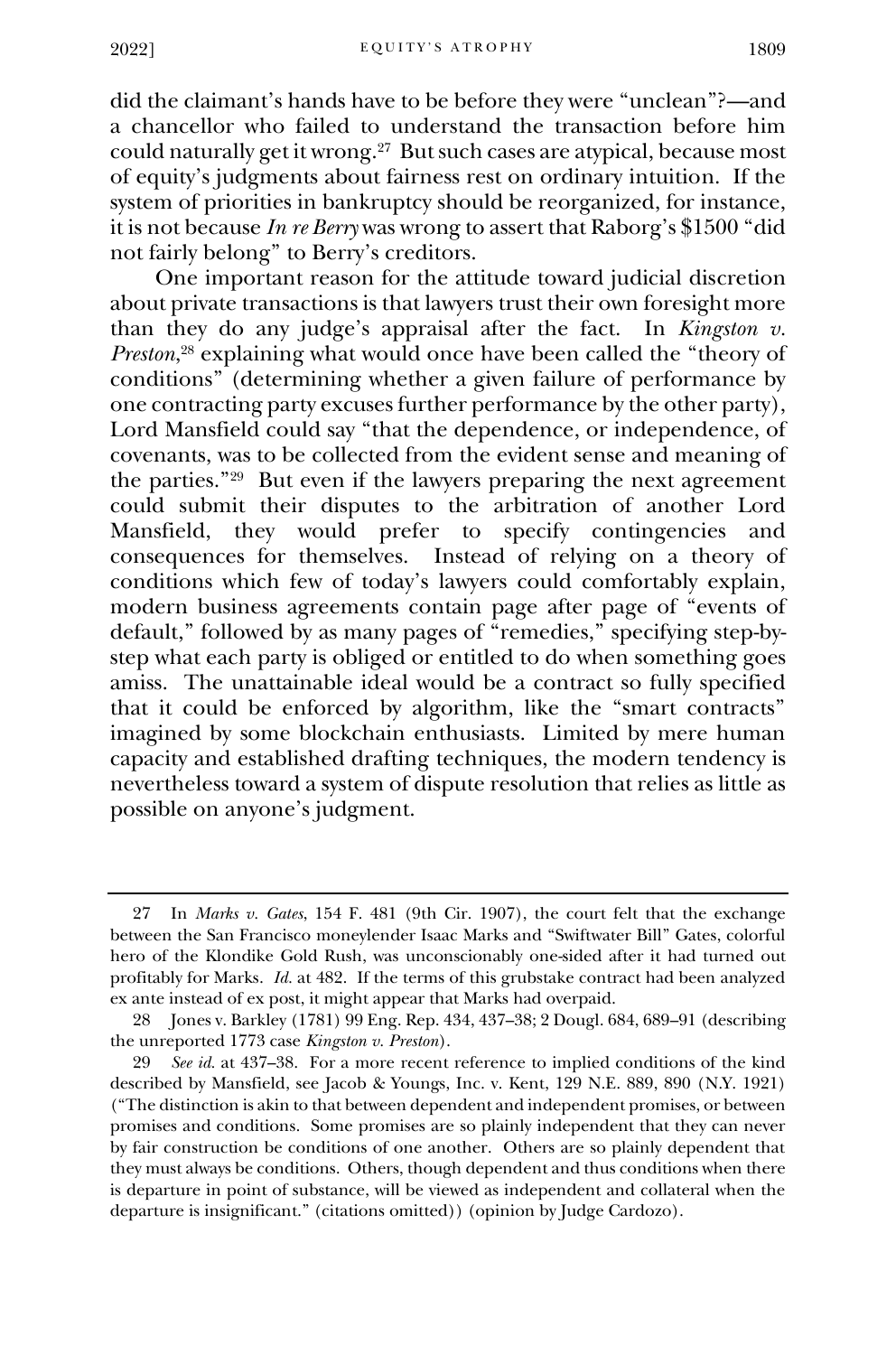did the claimant's hands have to be before they were "unclean"?—and a chancellor who failed to understand the transaction before him could naturally get it wrong.[27] But such cases are atypical, because most of equity's judgments about fairness rest on ordinary intuition. If the system of priorities in bankruptcy should be reorganized, for instance, it is not because *In re Berry* was wrong to assert that Raborg's $1500 "did not fairly belong" to Berry's creditors.

One important reason for the attitude toward judicial discretion about private transactions is that lawyers trust their own foresight more than they do any judge's appraisal after the fact. In *Kingston v. Preston*,[28] explaining what would once have been called the "theory of conditions" (determining whether a given failure of performance by one contracting party excuses further performance by the other party), Lord Mansfield could say "that the dependence, or independence, of covenants, was to be collected from the evident sense and meaning of the parties."[29] But even if the lawyers preparing the next agreement could submit their disputes to the arbitration of another Lord Mansfield, they would prefer to specify contingencies and consequences for themselves. Instead of relying on a theory of conditions which few of today's lawyers could comfortably explain, modern business agreements contain page after page of "events of default," followed by as many pages of "remedies," specifying step-by-step what each party is obliged or entitled to do when something goes amiss. The unattainable ideal would be a contract so fully specified that it could be enforced by algorithm, like the "smart contracts" imagined by some blockchain enthusiasts. Limited by mere human capacity and established drafting techniques, the modern tendency is nevertheless toward a system of dispute resolution that relies as little as possible on anyone's judgment.

---

27 In *Marks v. Gates*, 154 F. 481 (9th Cir. 1907), the court felt that the exchange between the San Francisco moneylender Isaac Marks and "Swiftwater Bill" Gates, colorful hero of the Klondike Gold Rush, was unconscionably one-sided after it had turned out profitably for Marks. *Id.* at 482. If the terms of this grubstake contract had been analyzed ex ante instead of ex post, it might appear that Marks had overpaid.

28 Jones v. Barkley (1781) 99 Eng. Rep. 434, 437–38; 2 Dougl. 684, 689–91 (describing the unreported 1773 case *Kingston v. Preston*).

29 *See id.* at 437–38. For a more recent reference to implied conditions of the kind described by Mansfield, see Jacob & Youngs, Inc. v. Kent, 129 N.E. 889, 890 (N.Y. 1921) ("The distinction is akin to that between dependent and independent promises, or between promises and conditions. Some promises are so plainly independent that they can never by fair construction be conditions of one another. Others are so plainly dependent that they must always be conditions. Others, though dependent and thus conditions when there is departure in point of substance, will be viewed as independent and collateral when the departure is insignificant." (citations omitted)) (opinion by Judge Cardozo).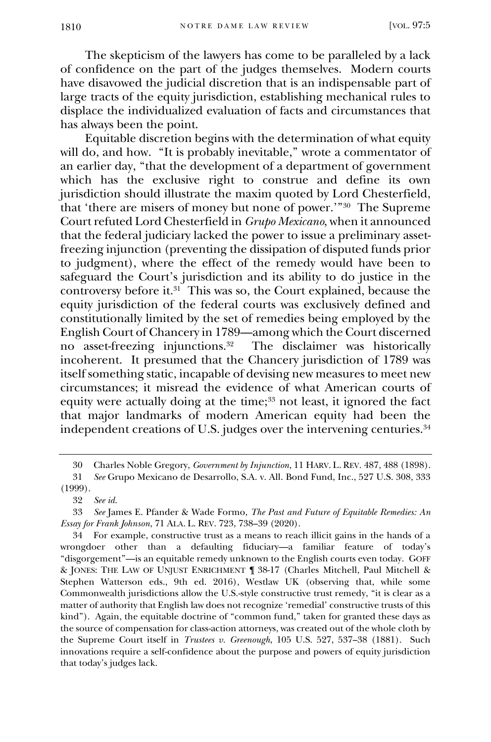The skepticism of the lawyers has come to be paralleled by a lack of confidence on the part of the judges themselves. Modern courts have disavowed the judicial discretion that is an indispensable part of large tracts of the equity jurisdiction, establishing mechanical rules to displace the individualized evaluation of facts and circumstances that has always been the point.

Equitable discretion begins with the determination of what equity will do, and how. "It is probably inevitable," wrote a commentator of an earlier day, "that the development of a department of government which has the exclusive right to construe and define its own jurisdiction should illustrate the maxim quoted by Lord Chesterfield, that 'there are misers of money but none of power.'"[30] The Supreme Court refuted Lord Chesterfield in *Grupo Mexicano*, when it announced that the federal judiciary lacked the power to issue a preliminary asset-freezing injunction (preventing the dissipation of disputed funds prior to judgment), where the effect of the remedy would have been to safeguard the Court's jurisdiction and its ability to do justice in the controversy before it.[31] This was so, the Court explained, because the equity jurisdiction of the federal courts was exclusively defined and constitutionally limited by the set of remedies being employed by the English Court of Chancery in 1789—among which the Court discerned no asset-freezing injunctions.[32] The disclaimer was historically incoherent. It presumed that the Chancery jurisdiction of 1789 was itself something static, incapable of devising new measures to meet new circumstances; it misread the evidence of what American courts of equity were actually doing at the time;[33] not least, it ignored the fact that major landmarks of modern American equity had been the independent creations of U.S. judges over the intervening centuries.[34]

---

30 Charles Noble Gregory, *Government by Injunction*, 11 HARV. L. REV. 487, 488 (1898).

31 *See* Grupo Mexicano de Desarrollo, S.A. v. All. Bond Fund, Inc., 527 U.S. 308, 333 (1999).

32 *See id.*

33 *See* James E. Pfander & Wade Formo, *The Past and Future of Equitable Remedies: An Essay for Frank Johnson*, 71 ALA. L. REV. 723, 738–39 (2020).

34 For example, constructive trust as a means to reach illicit gains in the hands of a wrongdoer other than a defaulting fiduciary—a familiar feature of today's "disgorgement"—is an equitable remedy unknown to the English courts even today. GOFF & JONES: THE LAW OF UNJUST ENRICHMENT ¶ 38-17 (Charles Mitchell, Paul Mitchell & Stephen Watterson eds., 9th ed. 2016), Westlaw UK (observing that, while some Commonwealth jurisdictions allow the U.S.-style constructive trust remedy, "it is clear as a matter of authority that English law does not recognize 'remedial' constructive trusts of this kind"). Again, the equitable doctrine of "common fund," taken for granted these days as the source of compensation for class-action attorneys, was created out of the whole cloth by the Supreme Court itself in *Trustees v. Greenough*, 105 U.S. 527, 537–38 (1881). Such innovations require a self-confidence about the purpose and powers of equity jurisdiction that today's judges lack.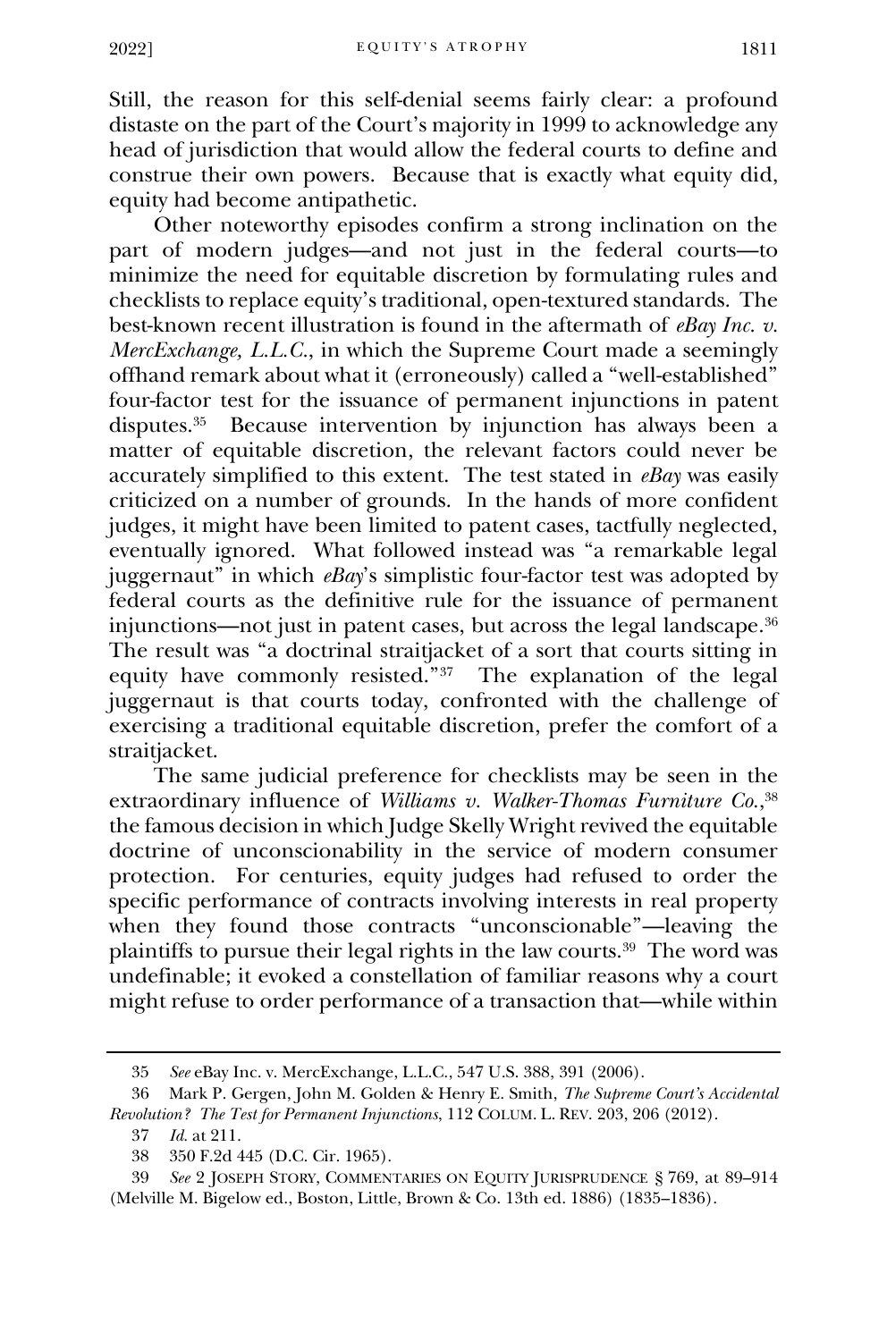Still, the reason for this self-denial seems fairly clear: a profound distaste on the part of the Court's majority in 1999 to acknowledge any head of jurisdiction that would allow the federal courts to define and construe their own powers. Because that is exactly what equity did, equity had become antipathetic.

Other noteworthy episodes confirm a strong inclination on the part of modern judges—and not just in the federal courts—to minimize the need for equitable discretion by formulating rules and checklists to replace equity's traditional, open-textured standards. The best-known recent illustration is found in the aftermath of *eBay Inc. v. MercExchange, L.L.C.*, in which the Supreme Court made a seemingly offhand remark about what it (erroneously) called a "well-established" four-factor test for the issuance of permanent injunctions in patent disputes.[35] Because intervention by injunction has always been a matter of equitable discretion, the relevant factors could never be accurately simplified to this extent. The test stated in *eBay* was easily criticized on a number of grounds. In the hands of more confident judges, it might have been limited to patent cases, tactfully neglected, eventually ignored. What followed instead was "a remarkable legal juggernaut" in which *eBay*'s simplistic four-factor test was adopted by federal courts as the definitive rule for the issuance of permanent injunctions—not just in patent cases, but across the legal landscape.[36] The result was "a doctrinal straitjacket of a sort that courts sitting in equity have commonly resisted."[37] The explanation of the legal juggernaut is that courts today, confronted with the challenge of exercising a traditional equitable discretion, prefer the comfort of a straitjacket.

The same judicial preference for checklists may be seen in the extraordinary influence of *Williams v. Walker-Thomas Furniture Co.*,[38] the famous decision in which Judge Skelly Wright revived the equitable doctrine of unconscionability in the service of modern consumer protection. For centuries, equity judges had refused to order the specific performance of contracts involving interests in real property when they found those contracts "unconscionable"—leaving the plaintiffs to pursue their legal rights in the law courts.[39] The word was undefinable; it evoked a constellation of familiar reasons why a court might refuse to order performance of a transaction that—while within

---

35 *See* eBay Inc. v. MercExchange, L.L.C., 547 U.S. 388, 391 (2006).

36 Mark P. Gergen, John M. Golden & Henry E. Smith, *The Supreme Court's Accidental Revolution? The Test for Permanent Injunctions*, 112 COLUM. L. REV. 203, 206 (2012).

37 *Id.* at 211.

38 350 F.2d 445 (D.C. Cir. 1965).

39 *See* 2 JOSEPH STORY, COMMENTARIES ON EQUITY JURISPRUDENCE § 769, at 89–914 (Melville M. Bigelow ed., Boston, Little, Brown & Co. 13th ed. 1886) (1835–1836).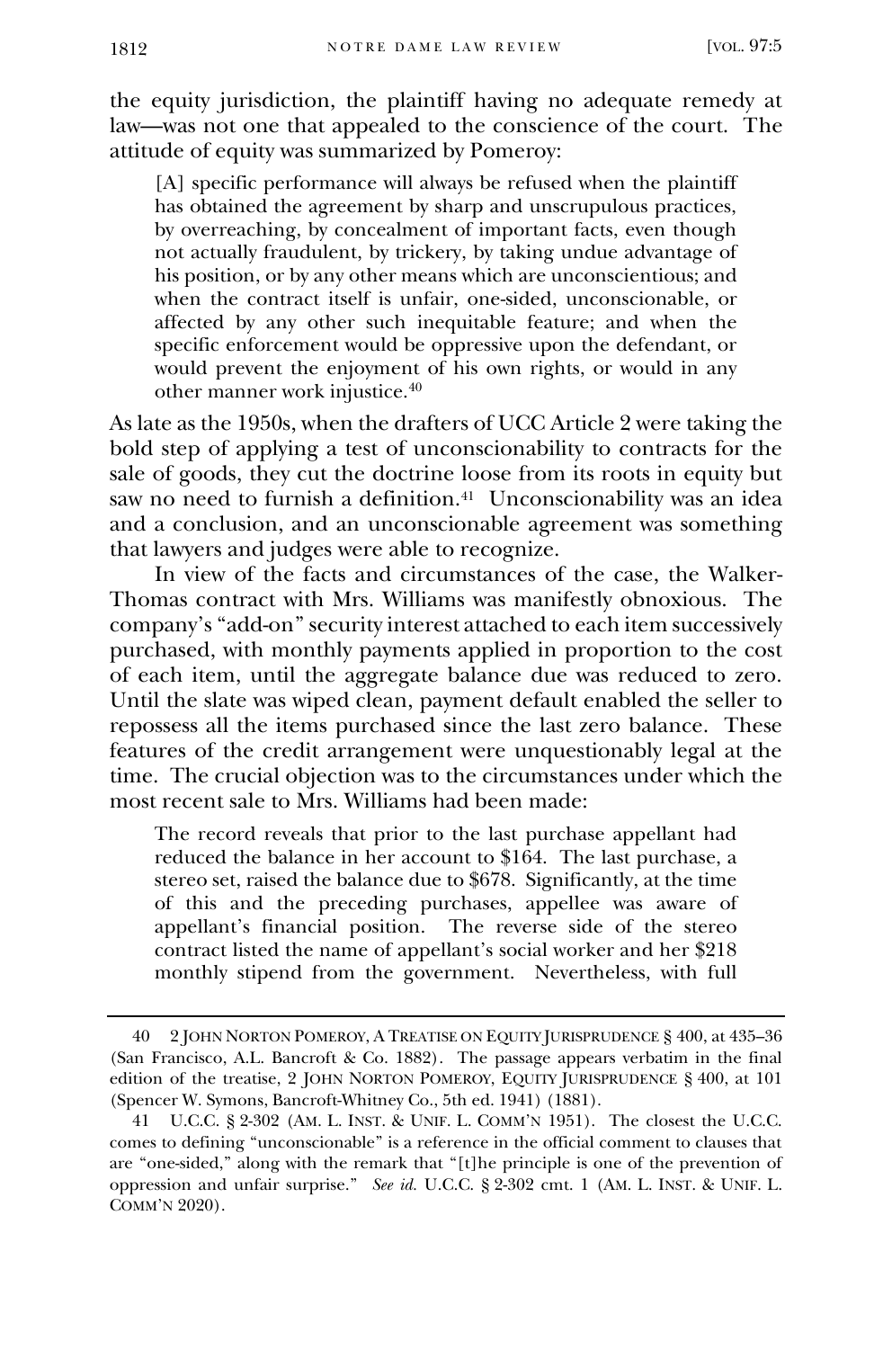the equity jurisdiction, the plaintiff having no adequate remedy at law—was not one that appealed to the conscience of the court. The attitude of equity was summarized by Pomeroy:

> [A] specific performance will always be refused when the plaintiff has obtained the agreement by sharp and unscrupulous practices, by overreaching, by concealment of important facts, even though not actually fraudulent, by trickery, by taking undue advantage of his position, or by any other means which are unconscientious; and when the contract itself is unfair, one-sided, unconscionable, or affected by any other such inequitable feature; and when the specific enforcement would be oppressive upon the defendant, or would prevent the enjoyment of his own rights, or would in any other manner work injustice.[40]

As late as the 1950s, when the drafters of UCC Article 2 were taking the bold step of applying a test of unconscionability to contracts for the sale of goods, they cut the doctrine loose from its roots in equity but saw no need to furnish a definition.[41] Unconscionability was an idea and a conclusion, and an unconscionable agreement was something that lawyers and judges were able to recognize.

In view of the facts and circumstances of the case, the Walker-Thomas contract with Mrs. Williams was manifestly obnoxious. The company's "add-on" security interest attached to each item successively purchased, with monthly payments applied in proportion to the cost of each item, until the aggregate balance due was reduced to zero. Until the slate was wiped clean, payment default enabled the seller to repossess all the items purchased since the last zero balance. These features of the credit arrangement were unquestionably legal at the time. The crucial objection was to the circumstances under which the most recent sale to Mrs. Williams had been made:

> The record reveals that prior to the last purchase appellant had reduced the balance in her account to $164. The last purchase, a stereo set, raised the balance due to $678. Significantly, at the time of this and the preceding purchases, appellee was aware of appellant's financial position. The reverse side of the stereo contract listed the name of appellant's social worker and her $218 monthly stipend from the government. Nevertheless, with full

---

40 2 JOHN NORTON POMEROY, A TREATISE ON EQUITY JURISPRUDENCE § 400, at 435–36 (San Francisco, A.L. Bancroft & Co. 1882). The passage appears verbatim in the final edition of the treatise, 2 JOHN NORTON POMEROY, EQUITY JURISPRUDENCE § 400, at 101 (Spencer W. Symons, Bancroft-Whitney Co., 5th ed. 1941) (1881).

41 U.C.C. § 2-302 (AM. L. INST. & UNIF. L. COMM'N 1951). The closest the U.C.C. comes to defining "unconscionable" is a reference in the official comment to clauses that are "one-sided," along with the remark that "[t]he principle is one of the prevention of oppression and unfair surprise." *See id.* U.C.C. § 2-302 cmt. 1 (AM. L. INST. & UNIF. L. COMM'N 2020).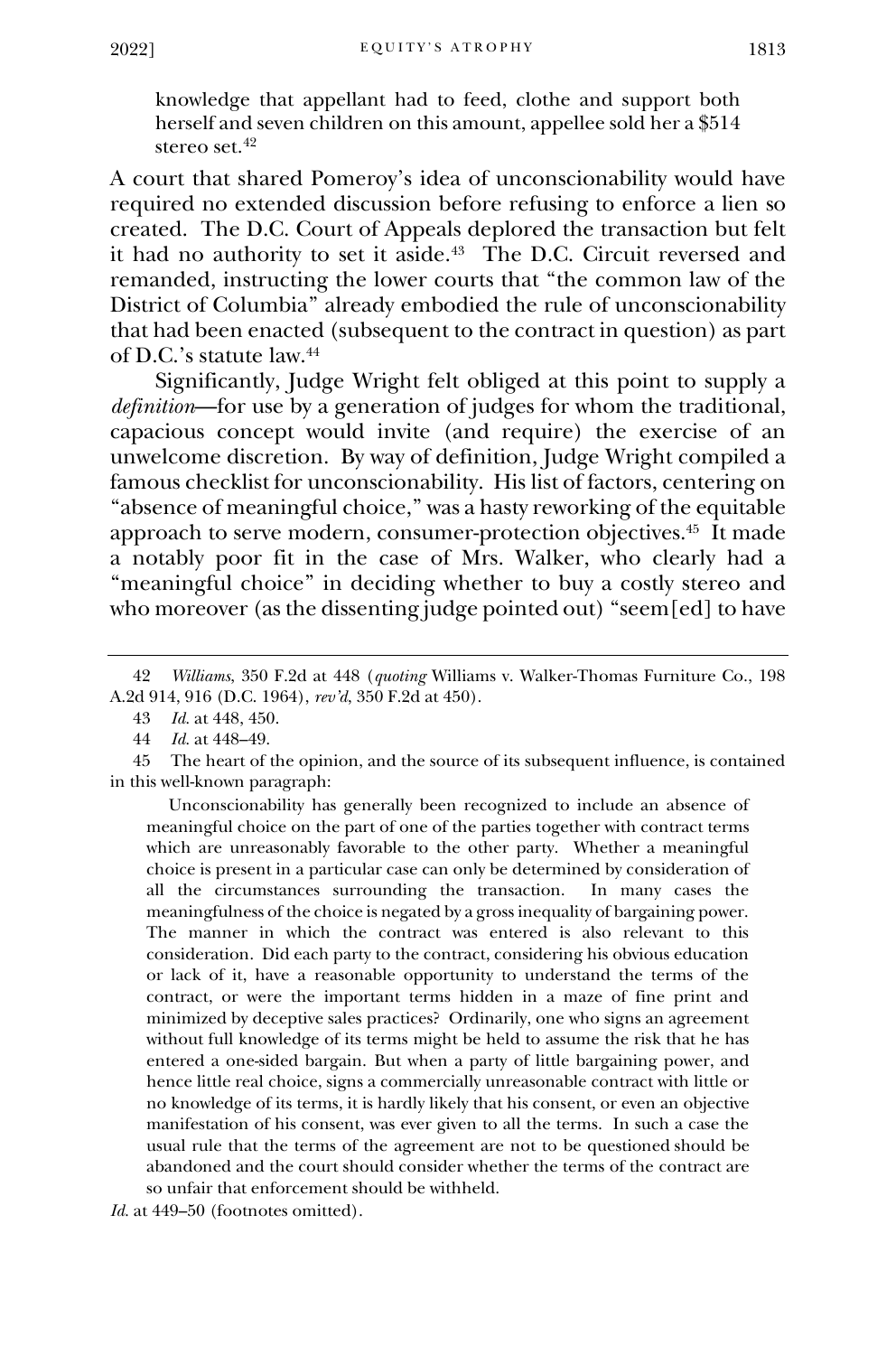> knowledge that appellant had to feed, clothe and support both herself and seven children on this amount, appellee sold her a $514 stereo set.[42]

A court that shared Pomeroy's idea of unconscionability would have required no extended discussion before refusing to enforce a lien so created. The D.C. Court of Appeals deplored the transaction but felt it had no authority to set it aside.[43] The D.C. Circuit reversed and remanded, instructing the lower courts that "the common law of the District of Columbia" already embodied the rule of unconscionability that had been enacted (subsequent to the contract in question) as part of D.C.'s statute law.[44]

Significantly, Judge Wright felt obliged at this point to supply a *definition*—for use by a generation of judges for whom the traditional, capacious concept would invite (and require) the exercise of an unwelcome discretion. By way of definition, Judge Wright compiled a famous checklist for unconscionability. His list of factors, centering on "absence of meaningful choice," was a hasty reworking of the equitable approach to serve modern, consumer-protection objectives.[45] It made a notably poor fit in the case of Mrs. Walker, who clearly had a "meaningful choice" in deciding whether to buy a costly stereo and who moreover (as the dissenting judge pointed out) "seem[ed] to have

---

42 *Williams*, 350 F.2d at 448 (*quoting* Williams v. Walker-Thomas Furniture Co., 198 A.2d 914, 916 (D.C. 1964), *rev'd*, 350 F.2d at 450).

43 *Id.* at 448, 450.

44 *Id.* at 448–49.

45 The heart of the opinion, and the source of its subsequent influence, is contained in this well-known paragraph:

> Unconscionability has generally been recognized to include an absence of meaningful choice on the part of one of the parties together with contract terms which are unreasonably favorable to the other party. Whether a meaningful choice is present in a particular case can only be determined by consideration of all the circumstances surrounding the transaction. In many cases the meaningfulness of the choice is negated by a gross inequality of bargaining power. The manner in which the contract was entered is also relevant to this consideration. Did each party to the contract, considering his obvious education or lack of it, have a reasonable opportunity to understand the terms of the contract, or were the important terms hidden in a maze of fine print and minimized by deceptive sales practices? Ordinarily, one who signs an agreement without full knowledge of its terms might be held to assume the risk that he has entered a one-sided bargain. But when a party of little bargaining power, and hence little real choice, signs a commercially unreasonable contract with little or no knowledge of its terms, it is hardly likely that his consent, or even an objective manifestation of his consent, was ever given to all the terms. In such a case the usual rule that the terms of the agreement are not to be questioned should be abandoned and the court should consider whether the terms of the contract are so unfair that enforcement should be withheld.

*Id.* at 449–50 (footnotes omitted).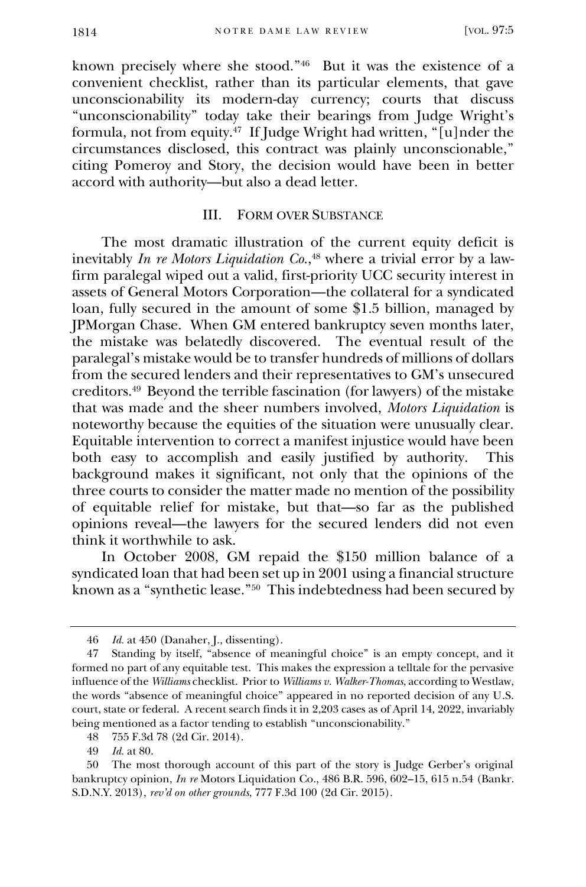known precisely where she stood."[46] But it was the existence of a convenient checklist, rather than its particular elements, that gave unconscionability its modern-day currency; courts that discuss "unconscionability" today take their bearings from Judge Wright's formula, not from equity.[47] If Judge Wright had written, "[u]nder the circumstances disclosed, this contract was plainly unconscionable," citing Pomeroy and Story, the decision would have been in better accord with authority—but also a dead letter.

## III. Form over Substance

The most dramatic illustration of the current equity deficit is inevitably *In re Motors Liquidation Co.*,[48] where a trivial error by a law-firm paralegal wiped out a valid, first-priority UCC security interest in assets of General Motors Corporation—the collateral for a syndicated loan, fully secured in the amount of some $1.5 billion, managed by JPMorgan Chase. When GM entered bankruptcy seven months later, the mistake was belatedly discovered. The eventual result of the paralegal's mistake would be to transfer hundreds of millions of dollars from the secured lenders and their representatives to GM's unsecured creditors.[49] Beyond the terrible fascination (for lawyers) of the mistake that was made and the sheer numbers involved, *Motors Liquidation* is noteworthy because the equities of the situation were unusually clear. Equitable intervention to correct a manifest injustice would have been both easy to accomplish and easily justified by authority. This background makes it significant, not only that the opinions of the three courts to consider the matter made no mention of the possibility of equitable relief for mistake, but that—so far as the published opinions reveal—the lawyers for the secured lenders did not even think it worthwhile to ask.

In October 2008, GM repaid the $150 million balance of a syndicated loan that had been set up in 2001 using a financial structure known as a "synthetic lease."[50] This indebtedness had been secured by

---

46 *Id.* at 450 (Danaher, J., dissenting).

47 Standing by itself, "absence of meaningful choice" is an empty concept, and it formed no part of any equitable test. This makes the expression a telltale for the pervasive influence of the *Williams* checklist. Prior to *Williams v. Walker-Thomas*, according to Westlaw, the words "absence of meaningful choice" appeared in no reported decision of any U.S. court, state or federal. A recent search finds it in 2,203 cases as of April 14, 2022, invariably being mentioned as a factor tending to establish "unconscionability."

48 755 F.3d 78 (2d Cir. 2014).

49 *Id.* at 80.

50 The most thorough account of this part of the story is Judge Gerber's original bankruptcy opinion, *In re* Motors Liquidation Co., 486 B.R. 596, 602–15, 615 n.54 (Bankr. S.D.N.Y. 2013), *rev'd on other grounds*, 777 F.3d 100 (2d Cir. 2015).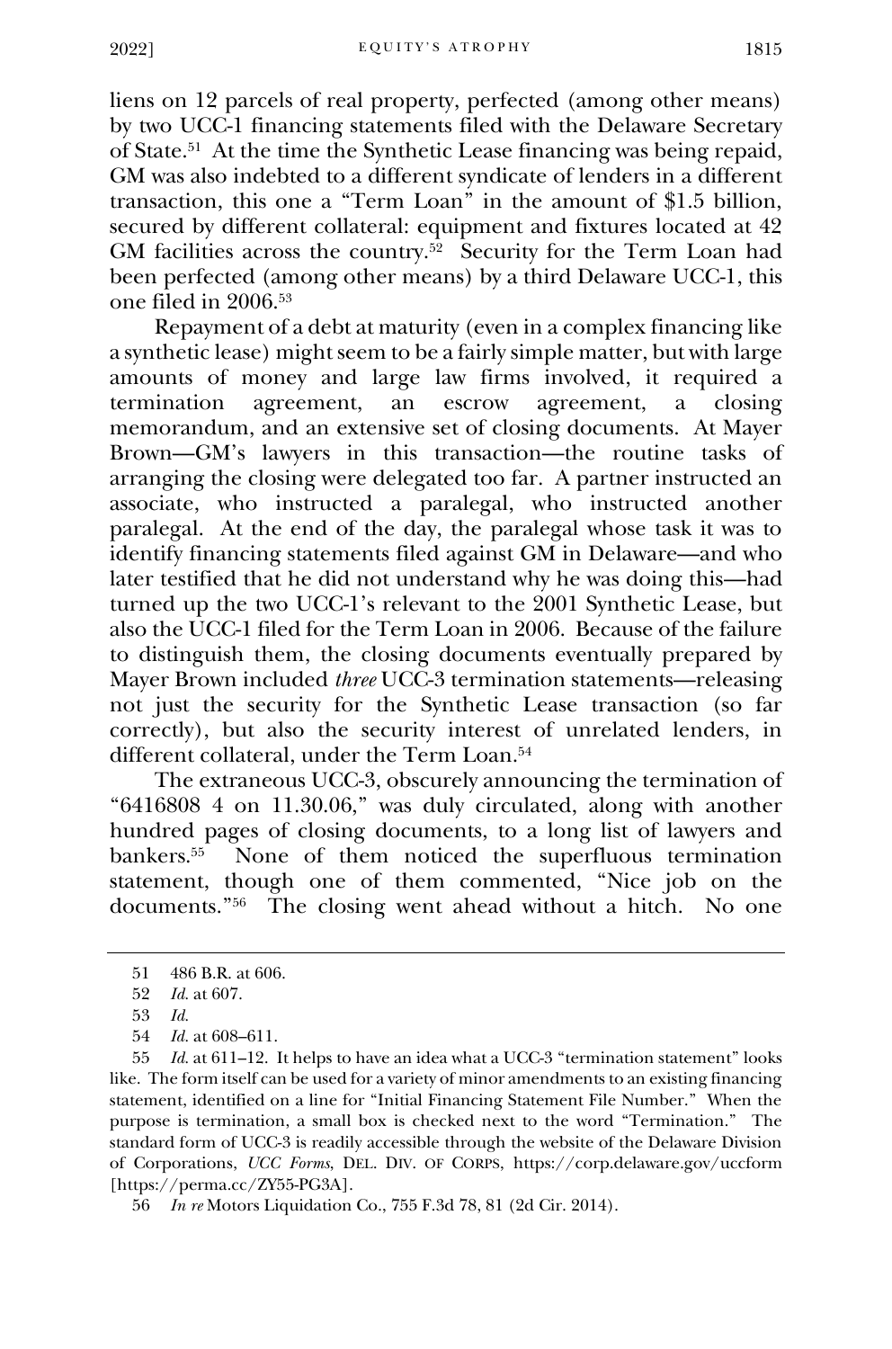liens on 12 parcels of real property, perfected (among other means) by two UCC-1 financing statements filed with the Delaware Secretary of State.[51] At the time the Synthetic Lease financing was being repaid, GM was also indebted to a different syndicate of lenders in a different transaction, this one a "Term Loan" in the amount of $1.5 billion, secured by different collateral: equipment and fixtures located at 42 GM facilities across the country.[52] Security for the Term Loan had been perfected (among other means) by a third Delaware UCC-1, this one filed in 2006.[53]

Repayment of a debt at maturity (even in a complex financing like a synthetic lease) might seem to be a fairly simple matter, but with large amounts of money and large law firms involved, it required a termination agreement, an escrow agreement, a closing memorandum, and an extensive set of closing documents. At Mayer Brown—GM's lawyers in this transaction—the routine tasks of arranging the closing were delegated too far. A partner instructed an associate, who instructed a paralegal, who instructed another paralegal. At the end of the day, the paralegal whose task it was to identify financing statements filed against GM in Delaware—and who later testified that he did not understand why he was doing this—had turned up the two UCC-1's relevant to the 2001 Synthetic Lease, but also the UCC-1 filed for the Term Loan in 2006. Because of the failure to distinguish them, the closing documents eventually prepared by Mayer Brown included *three* UCC-3 termination statements—releasing not just the security for the Synthetic Lease transaction (so far correctly), but also the security interest of unrelated lenders, in different collateral, under the Term Loan.[54]

The extraneous UCC-3, obscurely announcing the termination of "6416808 4 on 11.30.06," was duly circulated, along with another hundred pages of closing documents, to a long list of lawyers and bankers.[55] None of them noticed the superfluous termination statement, though one of them commented, "Nice job on the documents."[56] The closing went ahead without a hitch. No one

---

51 486 B.R. at 606.

52 *Id.* at 607.

53 *Id.*

54 *Id.* at 608–611.

55 *Id.* at 611–12. It helps to have an idea what a UCC-3 "termination statement" looks like. The form itself can be used for a variety of minor amendments to an existing financing statement, identified on a line for "Initial Financing Statement File Number." When the purpose is termination, a small box is checked next to the word "Termination." The standard form of UCC-3 is readily accessible through the website of the Delaware Division of Corporations, *UCC Forms*, DEL. DIV. OF CORPS, https://corp.delaware.gov/uccform [https://perma.cc/ZY55-PG3A].

56 *In re* Motors Liquidation Co., 755 F.3d 78, 81 (2d Cir. 2014).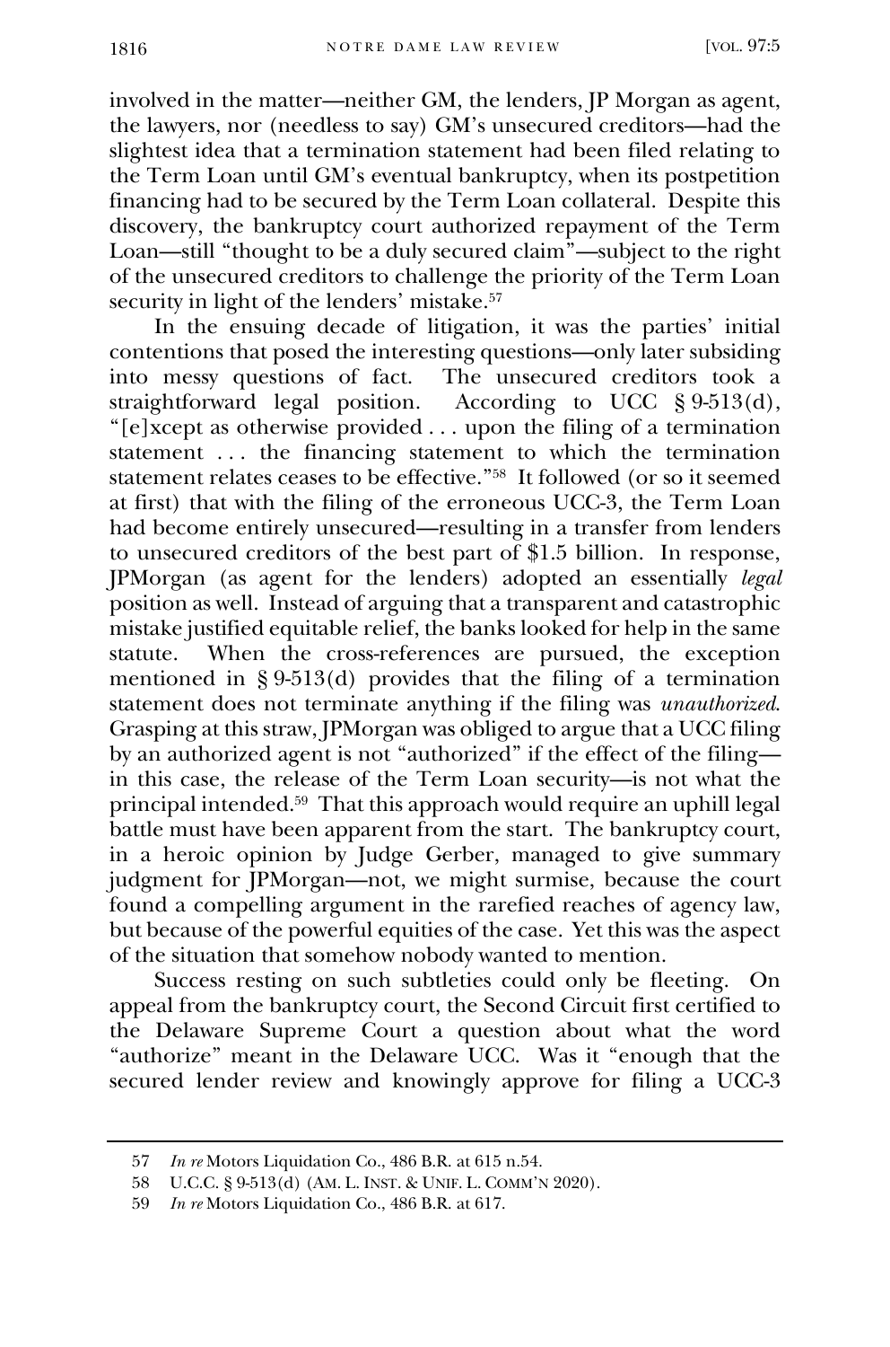involved in the matter—neither GM, the lenders, JP Morgan as agent, the lawyers, nor (needless to say) GM's unsecured creditors—had the slightest idea that a termination statement had been filed relating to the Term Loan until GM's eventual bankruptcy, when its postpetition financing had to be secured by the Term Loan collateral. Despite this discovery, the bankruptcy court authorized repayment of the Term Loan—still "thought to be a duly secured claim"—subject to the right of the unsecured creditors to challenge the priority of the Term Loan security in light of the lenders' mistake.[57]

In the ensuing decade of litigation, it was the parties' initial contentions that posed the interesting questions—only later subsiding into messy questions of fact. The unsecured creditors took a straightforward legal position. According to UCC § 9-513(d), "[e]xcept as otherwise provided . . . upon the filing of a termination statement . . . the financing statement to which the termination statement relates ceases to be effective."[58] It followed (or so it seemed at first) that with the filing of the erroneous UCC-3, the Term Loan had become entirely unsecured—resulting in a transfer from lenders to unsecured creditors of the best part of $1.5 billion. In response, JPMorgan (as agent for the lenders) adopted an essentially *legal* position as well. Instead of arguing that a transparent and catastrophic mistake justified equitable relief, the banks looked for help in the same statute. When the cross-references are pursued, the exception mentioned in § 9-513(d) provides that the filing of a termination statement does not terminate anything if the filing was *unauthorized*. Grasping at this straw, JPMorgan was obliged to argue that a UCC filing by an authorized agent is not "authorized" if the effect of the filing—in this case, the release of the Term Loan security—is not what the principal intended.[59] That this approach would require an uphill legal battle must have been apparent from the start. The bankruptcy court, in a heroic opinion by Judge Gerber, managed to give summary judgment for JPMorgan—not, we might surmise, because the court found a compelling argument in the rarefied reaches of agency law, but because of the powerful equities of the case. Yet this was the aspect of the situation that somehow nobody wanted to mention.

Success resting on such subtleties could only be fleeting. On appeal from the bankruptcy court, the Second Circuit first certified to the Delaware Supreme Court a question about what the word "authorize" meant in the Delaware UCC. Was it "enough that the secured lender review and knowingly approve for filing a UCC-3

---

57 *In re* Motors Liquidation Co., 486 B.R. at 615 n.54.

58 U.C.C. § 9-513(d) (AM. L. INST. & UNIF. L. COMM'N 2020).

59 *In re* Motors Liquidation Co., 486 B.R. at 617.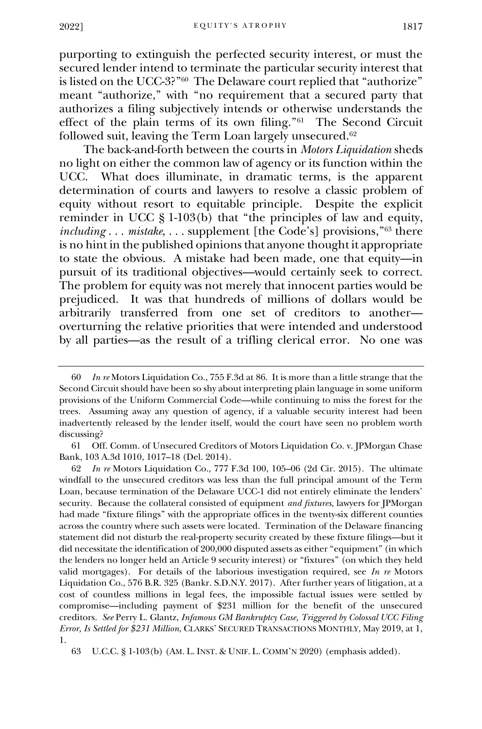purporting to extinguish the perfected security interest, or must the secured lender intend to terminate the particular security interest that is listed on the UCC-3?"[60] The Delaware court replied that "authorize" meant "authorize," with "no requirement that a secured party that authorizes a filing subjectively intends or otherwise understands the effect of the plain terms of its own filing."[61] The Second Circuit followed suit, leaving the Term Loan largely unsecured.[62]

The back-and-forth between the courts in *Motors Liquidation* sheds no light on either the common law of agency or its function within the UCC. What does illuminate, in dramatic terms, is the apparent determination of courts and lawyers to resolve a classic problem of equity without resort to equitable principle. Despite the explicit reminder in UCC § 1-103(b) that "the principles of law and equity, *including . . . mistake*, . . . supplement [the Code's] provisions,"[63] there is no hint in the published opinions that anyone thought it appropriate to state the obvious. A mistake had been made, one that equity—in pursuit of its traditional objectives—would certainly seek to correct. The problem for equity was not merely that innocent parties would be prejudiced. It was that hundreds of millions of dollars would be arbitrarily transferred from one set of creditors to another—overturning the relative priorities that were intended and understood by all parties—as the result of a trifling clerical error. No one was

---

60 *In re* Motors Liquidation Co., 755 F.3d at 86. It is more than a little strange that the Second Circuit should have been so shy about interpreting plain language in some uniform provisions of the Uniform Commercial Code—while continuing to miss the forest for the trees. Assuming away any question of agency, if a valuable security interest had been inadvertently released by the lender itself, would the court have seen no problem worth discussing?

61 Off. Comm. of Unsecured Creditors of Motors Liquidation Co. v. JPMorgan Chase Bank, 103 A.3d 1010, 1017–18 (Del. 2014).

62 *In re* Motors Liquidation Co., 777 F.3d 100, 105–06 (2d Cir. 2015). The ultimate windfall to the unsecured creditors was less than the full principal amount of the Term Loan, because termination of the Delaware UCC-1 did not entirely eliminate the lenders' security. Because the collateral consisted of equipment *and fixtures*, lawyers for JPMorgan had made "fixture filings" with the appropriate offices in the twenty-six different counties across the country where such assets were located. Termination of the Delaware financing statement did not disturb the real-property security created by these fixture filings—but it did necessitate the identification of 200,000 disputed assets as either "equipment" (in which the lenders no longer held an Article 9 security interest) or "fixtures" (on which they held valid mortgages). For details of the laborious investigation required, see *In re* Motors Liquidation Co., 576 B.R. 325 (Bankr. S.D.N.Y. 2017). After further years of litigation, at a cost of countless millions in legal fees, the impossible factual issues were settled by compromise—including payment of $231 million for the benefit of the unsecured creditors. *See* Perry L. Glantz, *Infamous GM Bankruptcy Case, Triggered by Colossal UCC Filing Error, Is Settled for $231 Million*, CLARKS' SECURED TRANSACTIONS MONTHLY, May 2019, at 1, 1.

63 U.C.C. § 1-103(b) (AM. L. INST. & UNIF. L. COMM'N 2020) (emphasis added).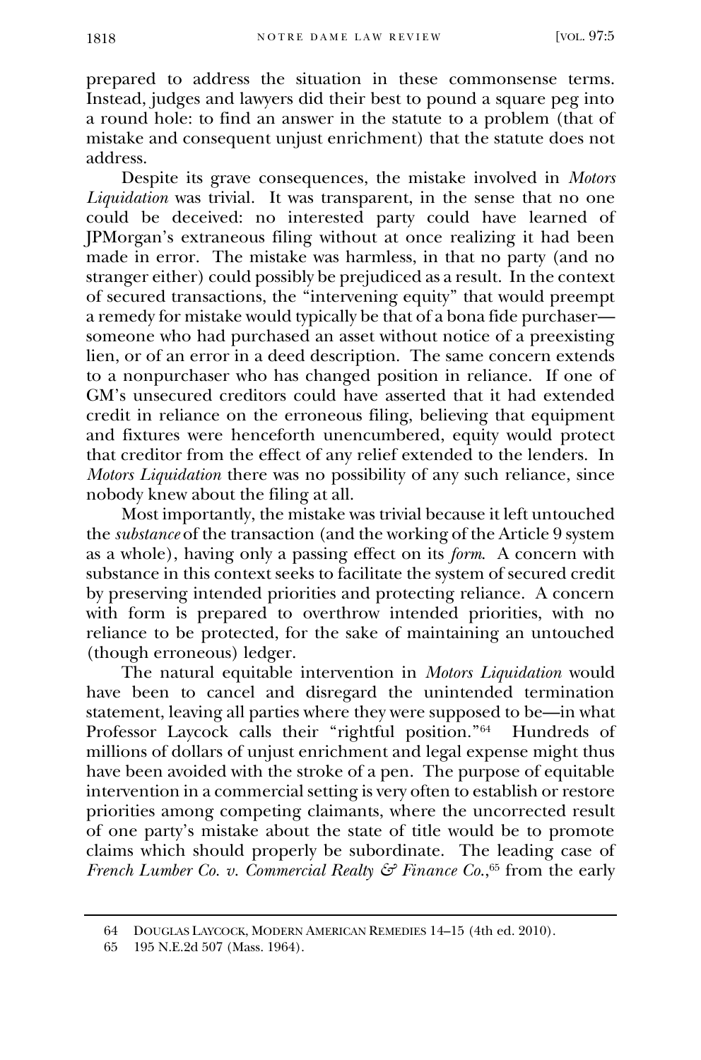prepared to address the situation in these commonsense terms. Instead, judges and lawyers did their best to pound a square peg into a round hole: to find an answer in the statute to a problem (that of mistake and consequent unjust enrichment) that the statute does not address.

Despite its grave consequences, the mistake involved in *Motors Liquidation* was trivial. It was transparent, in the sense that no one could be deceived: no interested party could have learned of JPMorgan's extraneous filing without at once realizing it had been made in error. The mistake was harmless, in that no party (and no stranger either) could possibly be prejudiced as a result. In the context of secured transactions, the "intervening equity" that would preempt a remedy for mistake would typically be that of a bona fide purchaser—someone who had purchased an asset without notice of a preexisting lien, or of an error in a deed description. The same concern extends to a nonpurchaser who has changed position in reliance. If one of GM's unsecured creditors could have asserted that it had extended credit in reliance on the erroneous filing, believing that equipment and fixtures were henceforth unencumbered, equity would protect that creditor from the effect of any relief extended to the lenders. In *Motors Liquidation* there was no possibility of any such reliance, since nobody knew about the filing at all.

Most importantly, the mistake was trivial because it left untouched the *substance* of the transaction (and the working of the Article 9 system as a whole), having only a passing effect on its *form*. A concern with substance in this context seeks to facilitate the system of secured credit by preserving intended priorities and protecting reliance. A concern with form is prepared to overthrow intended priorities, with no reliance to be protected, for the sake of maintaining an untouched (though erroneous) ledger.

The natural equitable intervention in *Motors Liquidation* would have been to cancel and disregard the unintended termination statement, leaving all parties where they were supposed to be—in what Professor Laycock calls their "rightful position."[64] Hundreds of millions of dollars of unjust enrichment and legal expense might thus have been avoided with the stroke of a pen. The purpose of equitable intervention in a commercial setting is very often to establish or restore priorities among competing claimants, where the uncorrected result of one party's mistake about the state of title would be to promote claims which should properly be subordinate. The leading case of *French Lumber Co. v. Commercial Realty & Finance Co.*,[65] from the early

---

64 Douglas Laycock, Modern American Remedies 14–15 (4th ed. 2010).

65 195 N.E.2d 507 (Mass. 1964).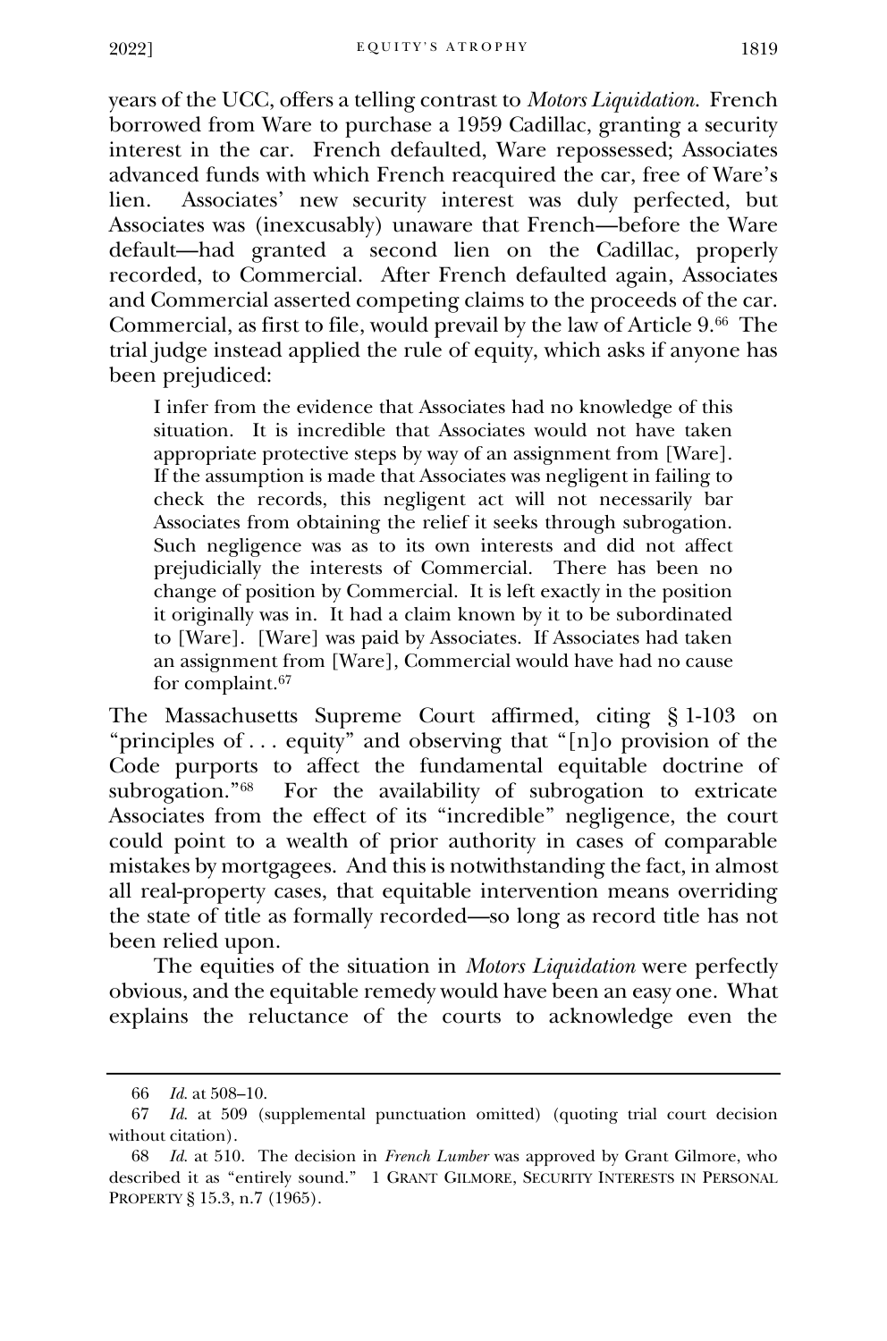years of the UCC, offers a telling contrast to *Motors Liquidation.* French borrowed from Ware to purchase a 1959 Cadillac, granting a security interest in the car. French defaulted, Ware repossessed; Associates advanced funds with which French reacquired the car, free of Ware's lien. Associates' new security interest was duly perfected, but Associates was (inexcusably) unaware that French—before the Ware default—had granted a second lien on the Cadillac, properly recorded, to Commercial. After French defaulted again, Associates and Commercial asserted competing claims to the proceeds of the car. Commercial, as first to file, would prevail by the law of Article 9.[66] The trial judge instead applied the rule of equity, which asks if anyone has been prejudiced:

> I infer from the evidence that Associates had no knowledge of this situation. It is incredible that Associates would not have taken appropriate protective steps by way of an assignment from [Ware]. If the assumption is made that Associates was negligent in failing to check the records, this negligent act will not necessarily bar Associates from obtaining the relief it seeks through subrogation. Such negligence was as to its own interests and did not affect prejudicially the interests of Commercial. There has been no change of position by Commercial. It is left exactly in the position it originally was in. It had a claim known by it to be subordinated to [Ware]. [Ware] was paid by Associates. If Associates had taken an assignment from [Ware], Commercial would have had no cause for complaint.[67]

The Massachusetts Supreme Court affirmed, citing § 1-103 on "principles of . . . equity" and observing that "[n]o provision of the Code purports to affect the fundamental equitable doctrine of subrogation."[68] For the availability of subrogation to extricate Associates from the effect of its "incredible" negligence, the court could point to a wealth of prior authority in cases of comparable mistakes by mortgagees. And this is notwithstanding the fact, in almost all real-property cases, that equitable intervention means overriding the state of title as formally recorded—so long as record title has not been relied upon.

The equities of the situation in *Motors Liquidation* were perfectly obvious, and the equitable remedy would have been an easy one. What explains the reluctance of the courts to acknowledge even the

---

66 *Id.* at 508–10.

67 *Id.* at 509 (supplemental punctuation omitted) (quoting trial court decision without citation).

68 *Id.* at 510. The decision in *French Lumber* was approved by Grant Gilmore, who described it as "entirely sound." 1 GRANT GILMORE, SECURITY INTERESTS IN PERSONAL PROPERTY § 15.3, n.7 (1965).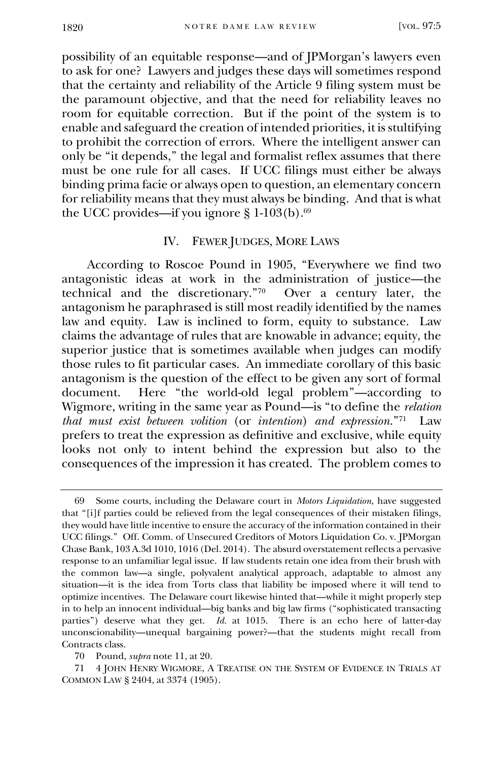possibility of an equitable response—and of JPMorgan's lawyers even to ask for one? Lawyers and judges these days will sometimes respond that the certainty and reliability of the Article 9 filing system must be the paramount objective, and that the need for reliability leaves no room for equitable correction. But if the point of the system is to enable and safeguard the creation of intended priorities, it is stultifying to prohibit the correction of errors. Where the intelligent answer can only be "it depends," the legal and formalist reflex assumes that there must be one rule for all cases. If UCC filings must either be always binding prima facie or always open to question, an elementary concern for reliability means that they must always be binding. And that is what the UCC provides—if you ignore § 1-103(b).[69]

## IV. FEWER JUDGES, MORE LAWS

According to Roscoe Pound in 1905, "Everywhere we find two antagonistic ideas at work in the administration of justice—the technical and the discretionary."[70] Over a century later, the antagonism he paraphrased is still most readily identified by the names law and equity. Law is inclined to form, equity to substance. Law claims the advantage of rules that are knowable in advance; equity, the superior justice that is sometimes available when judges can modify those rules to fit particular cases. An immediate corollary of this basic antagonism is the question of the effect to be given any sort of formal document. Here "the world-old legal problem"—according to Wigmore, writing in the same year as Pound—is "to define the *relation that must exist between volition* (or *intention*) *and expression*."[71] Law prefers to treat the expression as definitive and exclusive, while equity looks not only to intent behind the expression but also to the consequences of the impression it has created. The problem comes to

---

69 Some courts, including the Delaware court in *Motors Liquidation*, have suggested that "[i]f parties could be relieved from the legal consequences of their mistaken filings, they would have little incentive to ensure the accuracy of the information contained in their UCC filings." Off. Comm. of Unsecured Creditors of Motors Liquidation Co. v. JPMorgan Chase Bank, 103 A.3d 1010, 1016 (Del. 2014). The absurd overstatement reflects a pervasive response to an unfamiliar legal issue. If law students retain one idea from their brush with the common law—a single, polyvalent analytical approach, adaptable to almost any situation—it is the idea from Torts class that liability be imposed where it will tend to optimize incentives. The Delaware court likewise hinted that—while it might properly step in to help an innocent individual—big banks and big law firms ("sophisticated transacting parties") deserve what they get. *Id.* at 1015. There is an echo here of latter-day unconscionability—unequal bargaining power?—that the students might recall from Contracts class.

70 Pound, *supra* note 11, at 20.

71 4 JOHN HENRY WIGMORE, A TREATISE ON THE SYSTEM OF EVIDENCE IN TRIALS AT COMMON LAW § 2404, at 3374 (1905).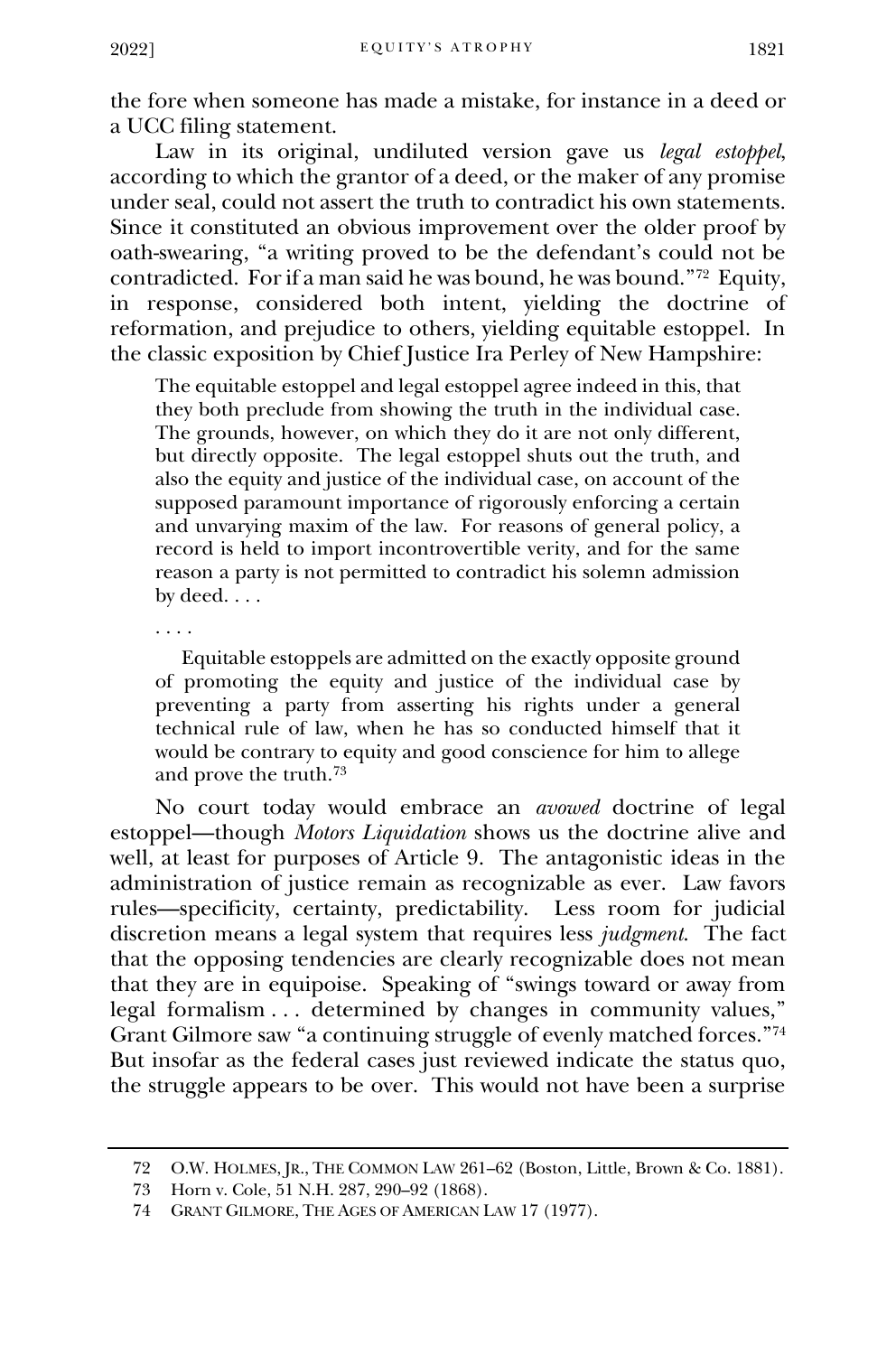the fore when someone has made a mistake, for instance in a deed or a UCC filing statement.

Law in its original, undiluted version gave us *legal estoppel*, according to which the grantor of a deed, or the maker of any promise under seal, could not assert the truth to contradict his own statements. Since it constituted an obvious improvement over the older proof by oath-swearing, "a writing proved to be the defendant's could not be contradicted. For if a man said he was bound, he was bound."[72] Equity, in response, considered both intent, yielding the doctrine of reformation, and prejudice to others, yielding equitable estoppel. In the classic exposition by Chief Justice Ira Perley of New Hampshire:

> The equitable estoppel and legal estoppel agree indeed in this, that they both preclude from showing the truth in the individual case. The grounds, however, on which they do it are not only different, but directly opposite. The legal estoppel shuts out the truth, and also the equity and justice of the individual case, on account of the supposed paramount importance of rigorously enforcing a certain and unvarying maxim of the law. For reasons of general policy, a record is held to import incontrovertible verity, and for the same reason a party is not permitted to contradict his solemn admission by deed. . . .
>
> . . . .
>
> Equitable estoppels are admitted on the exactly opposite ground of promoting the equity and justice of the individual case by preventing a party from asserting his rights under a general technical rule of law, when he has so conducted himself that it would be contrary to equity and good conscience for him to allege and prove the truth.[73]

No court today would embrace an *avowed* doctrine of legal estoppel—though *Motors Liquidation* shows us the doctrine alive and well, at least for purposes of Article 9. The antagonistic ideas in the administration of justice remain as recognizable as ever. Law favors rules—specificity, certainty, predictability. Less room for judicial discretion means a legal system that requires less *judgment*. The fact that the opposing tendencies are clearly recognizable does not mean that they are in equipoise. Speaking of "swings toward or away from legal formalism . . . determined by changes in community values," Grant Gilmore saw "a continuing struggle of evenly matched forces."[74] But insofar as the federal cases just reviewed indicate the status quo, the struggle appears to be over. This would not have been a surprise

---

72 O.W. Holmes, Jr., The Common Law 261–62 (Boston, Little, Brown & Co. 1881).

73 Horn v. Cole, 51 N.H. 287, 290–92 (1868).

74 Grant Gilmore, The Ages of American Law 17 (1977).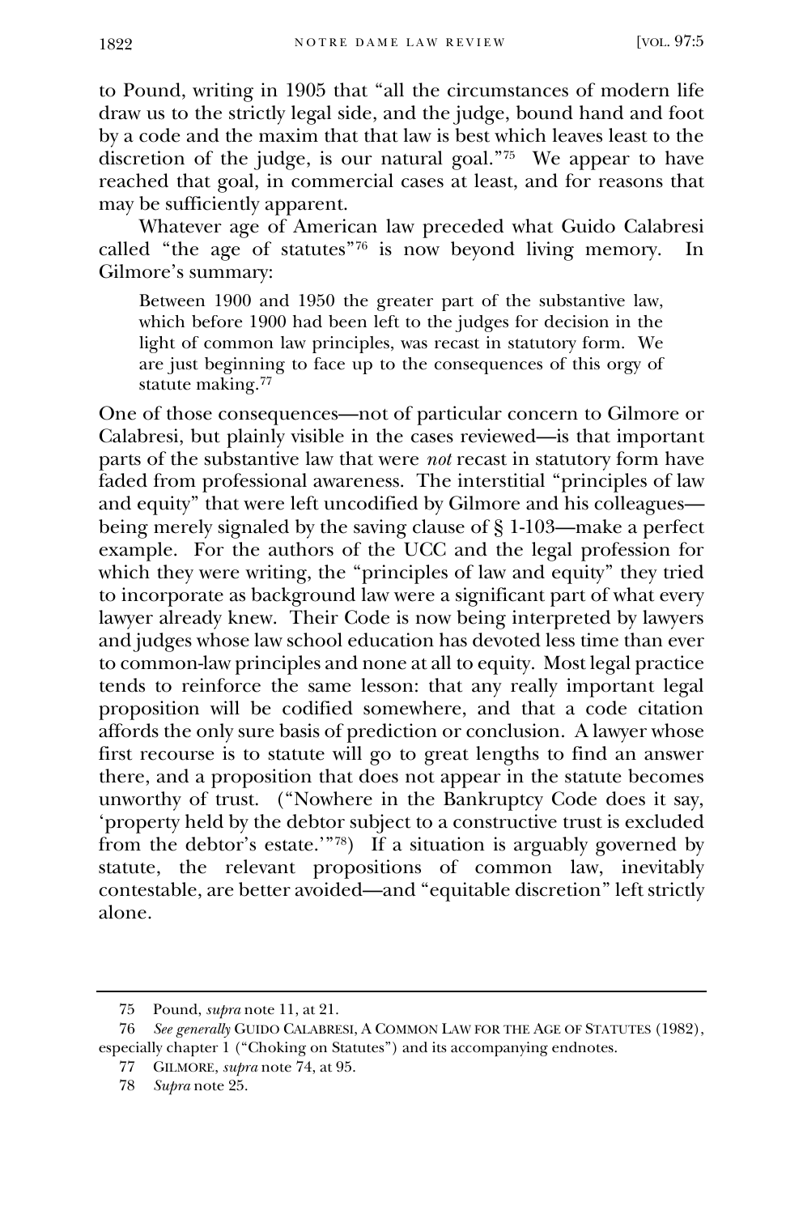to Pound, writing in 1905 that "all the circumstances of modern life draw us to the strictly legal side, and the judge, bound hand and foot by a code and the maxim that that law is best which leaves least to the discretion of the judge, is our natural goal."[75] We appear to have reached that goal, in commercial cases at least, and for reasons that may be sufficiently apparent.

Whatever age of American law preceded what Guido Calabresi called "the age of statutes"[76] is now beyond living memory. In Gilmore's summary:

> Between 1900 and 1950 the greater part of the substantive law, which before 1900 had been left to the judges for decision in the light of common law principles, was recast in statutory form. We are just beginning to face up to the consequences of this orgy of statute making.[77]

One of those consequences—not of particular concern to Gilmore or Calabresi, but plainly visible in the cases reviewed—is that important parts of the substantive law that were *not* recast in statutory form have faded from professional awareness. The interstitial "principles of law and equity" that were left uncodified by Gilmore and his colleagues—being merely signaled by the saving clause of § 1-103—make a perfect example. For the authors of the UCC and the legal profession for which they were writing, the "principles of law and equity" they tried to incorporate as background law were a significant part of what every lawyer already knew. Their Code is now being interpreted by lawyers and judges whose law school education has devoted less time than ever to common-law principles and none at all to equity. Most legal practice tends to reinforce the same lesson: that any really important legal proposition will be codified somewhere, and that a code citation affords the only sure basis of prediction or conclusion. A lawyer whose first recourse is to statute will go to great lengths to find an answer there, and a proposition that does not appear in the statute becomes unworthy of trust. ("Nowhere in the Bankruptcy Code does it say, 'property held by the debtor subject to a constructive trust is excluded from the debtor's estate.'"[78]) If a situation is arguably governed by statute, the relevant propositions of common law, inevitably contestable, are better avoided—and "equitable discretion" left strictly alone.

---

75 Pound, *supra* note 11, at 21.

76 *See generally* GUIDO CALABRESI, A COMMON LAW FOR THE AGE OF STATUTES (1982), especially chapter 1 ("Choking on Statutes") and its accompanying endnotes.

77 GILMORE, *supra* note 74, at 95.

78 *Supra* note 25.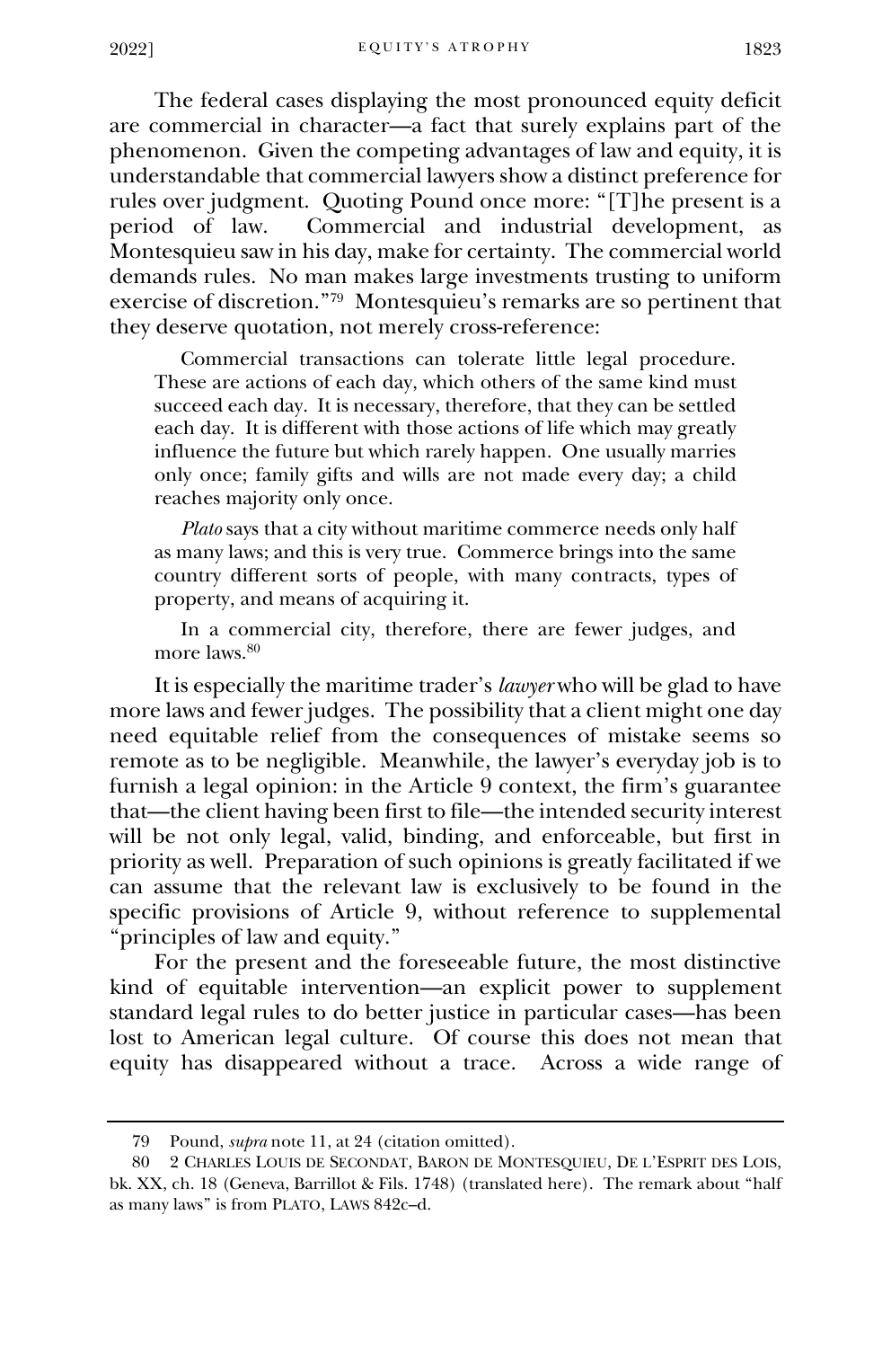The federal cases displaying the most pronounced equity deficit are commercial in character—a fact that surely explains part of the phenomenon. Given the competing advantages of law and equity, it is understandable that commercial lawyers show a distinct preference for rules over judgment. Quoting Pound once more: "[T]he present is a period of law. Commercial and industrial development, as Montesquieu saw in his day, make for certainty. The commercial world demands rules. No man makes large investments trusting to uniform exercise of discretion."[79] Montesquieu's remarks are so pertinent that they deserve quotation, not merely cross-reference:

> Commercial transactions can tolerate little legal procedure. These are actions of each day, which others of the same kind must succeed each day. It is necessary, therefore, that they can be settled each day. It is different with those actions of life which may greatly influence the future but which rarely happen. One usually marries only once; family gifts and wills are not made every day; a child reaches majority only once.
>
> *Plato* says that a city without maritime commerce needs only half as many laws; and this is very true. Commerce brings into the same country different sorts of people, with many contracts, types of property, and means of acquiring it.
>
> In a commercial city, therefore, there are fewer judges, and more laws.[80]

It is especially the maritime trader's *lawyer* who will be glad to have more laws and fewer judges. The possibility that a client might one day need equitable relief from the consequences of mistake seems so remote as to be negligible. Meanwhile, the lawyer's everyday job is to furnish a legal opinion: in the Article 9 context, the firm's guarantee that—the client having been first to file—the intended security interest will be not only legal, valid, binding, and enforceable, but first in priority as well. Preparation of such opinions is greatly facilitated if we can assume that the relevant law is exclusively to be found in the specific provisions of Article 9, without reference to supplemental "principles of law and equity."

For the present and the foreseeable future, the most distinctive kind of equitable intervention—an explicit power to supplement standard legal rules to do better justice in particular cases—has been lost to American legal culture. Of course this does not mean that equity has disappeared without a trace. Across a wide range of

---

79 Pound, *supra* note 11, at 24 (citation omitted).

80 2 CHARLES LOUIS DE SECONDAT, BARON DE MONTESQUIEU, DE L'ESPRIT DES LOIS, bk. XX, ch. 18 (Geneva, Barrillot & Fils. 1748) (translated here). The remark about "half as many laws" is from PLATO, LAWS 842c–d.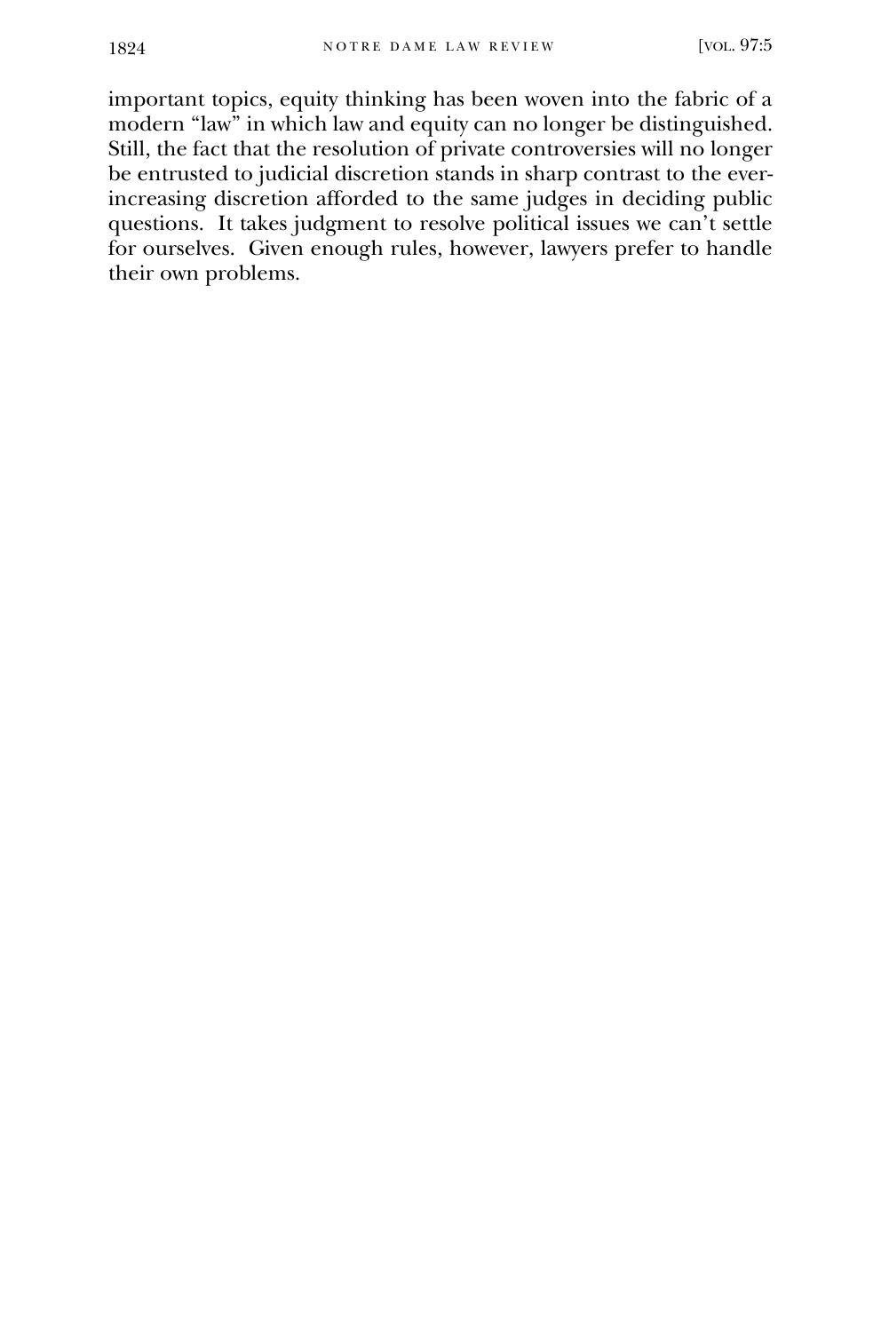important topics, equity thinking has been woven into the fabric of a modern "law" in which law and equity can no longer be distinguished. Still, the fact that the resolution of private controversies will no longer be entrusted to judicial discretion stands in sharp contrast to the ever-increasing discretion afforded to the same judges in deciding public questions. It takes judgment to resolve political issues we can't settle for ourselves. Given enough rules, however, lawyers prefer to handle their own problems.